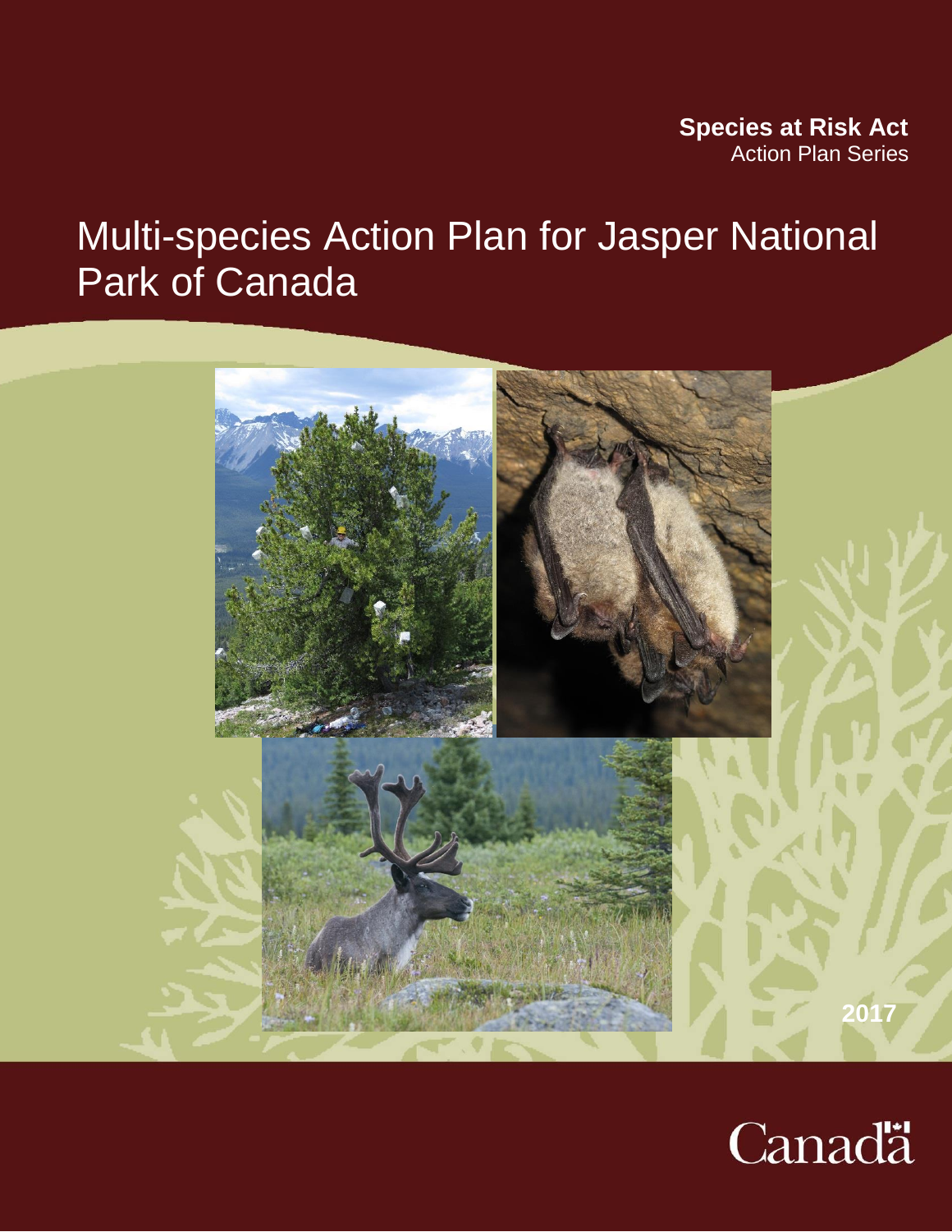**Species at Risk Act**
Action Plan Series

# Multi-species Action Plan for Jasper National Park of Canada

2017

Canada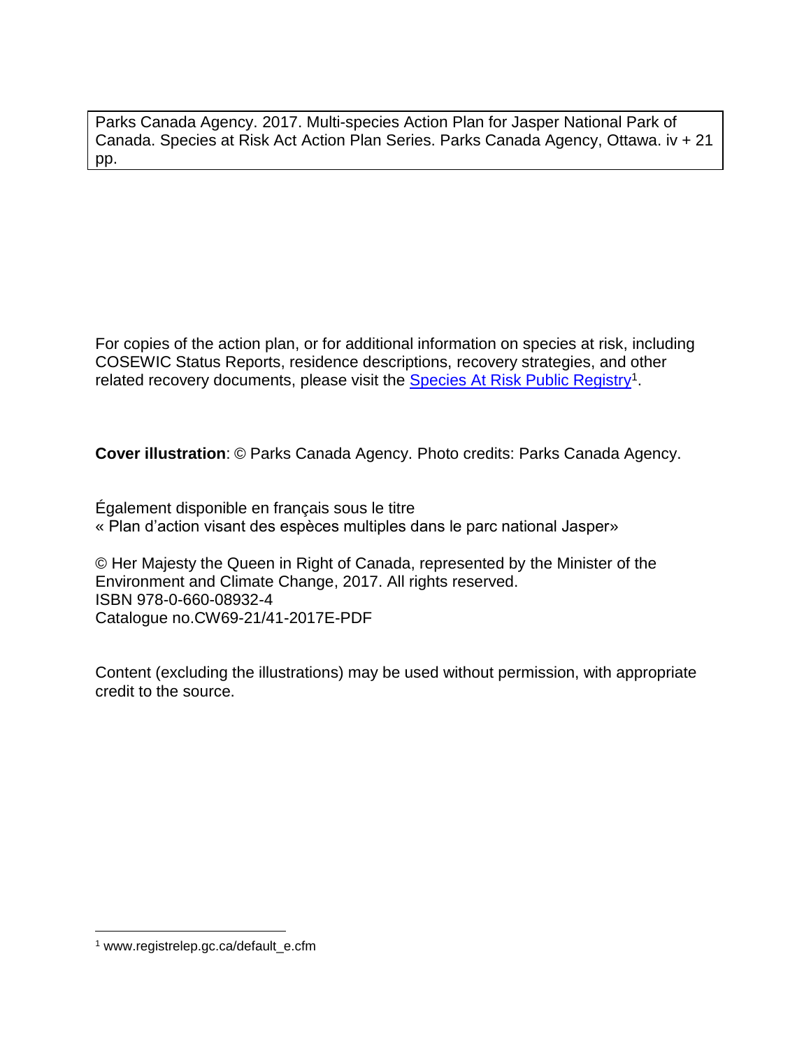Parks Canada Agency. 2017. Multi-species Action Plan for Jasper National Park of Canada. Species at Risk Act Action Plan Series. Parks Canada Agency, Ottawa. iv + 21 pp.

For copies of the action plan, or for additional information on species at risk, including COSEWIC Status Reports, residence descriptions, recovery strategies, and other related recovery documents, please visit the Species At Risk Public Registry[1].

**Cover illustration**: © Parks Canada Agency. Photo credits: Parks Canada Agency.

Également disponible en français sous le titre
« Plan d'action visant des espèces multiples dans le parc national Jasper»

© Her Majesty the Queen in Right of Canada, represented by the Minister of the Environment and Climate Change, 2017. All rights reserved.
ISBN 978-0-660-08932-4
Catalogue no.CW69-21/41-2017E-PDF

Content (excluding the illustrations) may be used without permission, with appropriate credit to the source.

[1] www.registrelep.gc.ca/default_e.cfm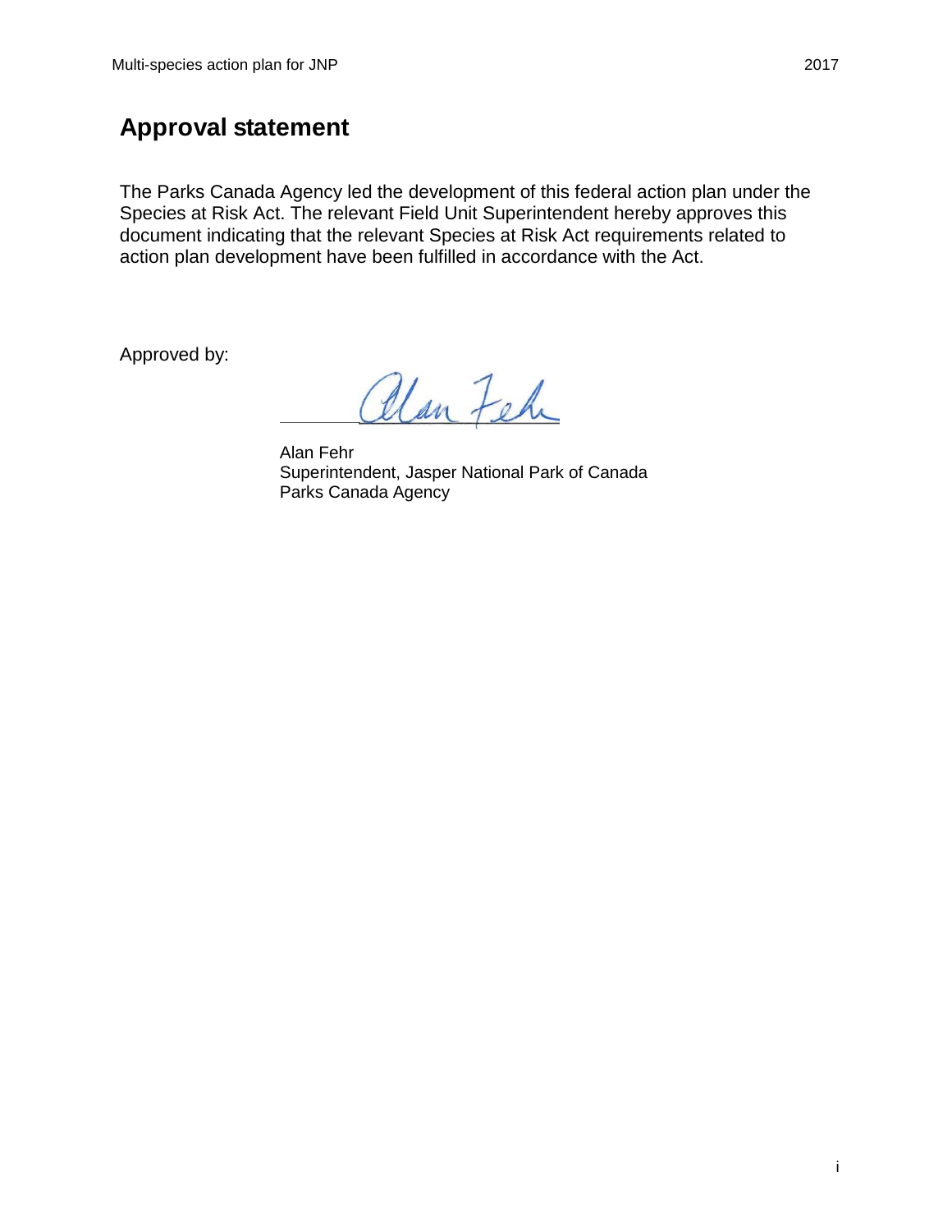# Approval statement

The Parks Canada Agency led the development of this federal action plan under the Species at Risk Act. The relevant Field Unit Superintendent hereby approves this document indicating that the relevant Species at Risk Act requirements related to action plan development have been fulfilled in accordance with the Act.

Approved by:

Alan Fehr
Superintendent, Jasper National Park of Canada
Parks Canada Agency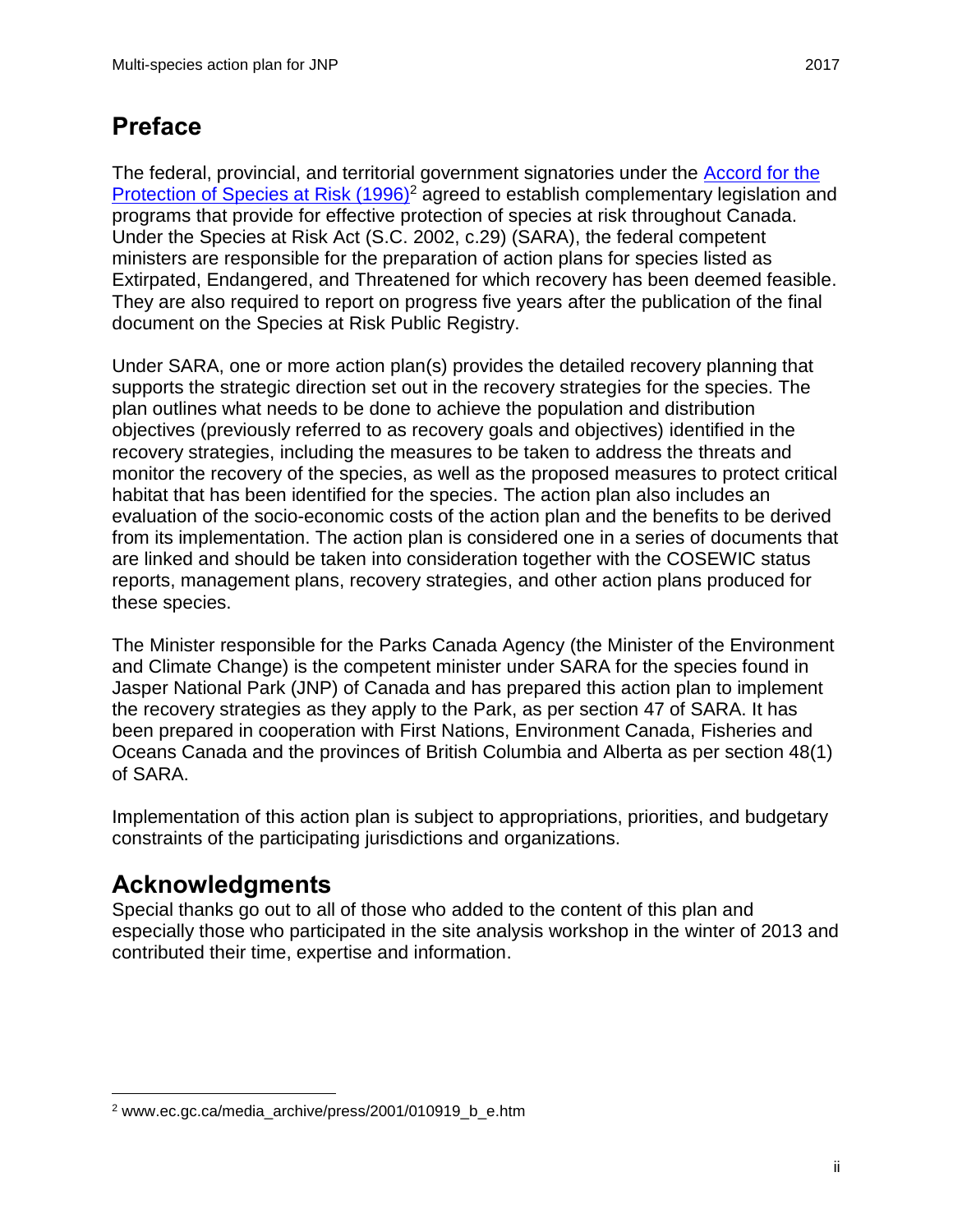## Preface

The federal, provincial, and territorial government signatories under the Accord for the Protection of Species at Risk (1996)[2] agreed to establish complementary legislation and programs that provide for effective protection of species at risk throughout Canada. Under the Species at Risk Act (S.C. 2002, c.29) (SARA), the federal competent ministers are responsible for the preparation of action plans for species listed as Extirpated, Endangered, and Threatened for which recovery has been deemed feasible. They are also required to report on progress five years after the publication of the final document on the Species at Risk Public Registry.

Under SARA, one or more action plan(s) provides the detailed recovery planning that supports the strategic direction set out in the recovery strategies for the species. The plan outlines what needs to be done to achieve the population and distribution objectives (previously referred to as recovery goals and objectives) identified in the recovery strategies, including the measures to be taken to address the threats and monitor the recovery of the species, as well as the proposed measures to protect critical habitat that has been identified for the species. The action plan also includes an evaluation of the socio-economic costs of the action plan and the benefits to be derived from its implementation. The action plan is considered one in a series of documents that are linked and should be taken into consideration together with the COSEWIC status reports, management plans, recovery strategies, and other action plans produced for these species.

The Minister responsible for the Parks Canada Agency (the Minister of the Environment and Climate Change) is the competent minister under SARA for the species found in Jasper National Park (JNP) of Canada and has prepared this action plan to implement the recovery strategies as they apply to the Park, as per section 47 of SARA. It has been prepared in cooperation with First Nations, Environment Canada, Fisheries and Oceans Canada and the provinces of British Columbia and Alberta as per section 48(1) of SARA.

Implementation of this action plan is subject to appropriations, priorities, and budgetary constraints of the participating jurisdictions and organizations.

## Acknowledgments

Special thanks go out to all of those who added to the content of this plan and especially those who participated in the site analysis workshop in the winter of 2013 and contributed their time, expertise and information.

---

[2] www.ec.gc.ca/media_archive/press/2001/010919_b_e.htm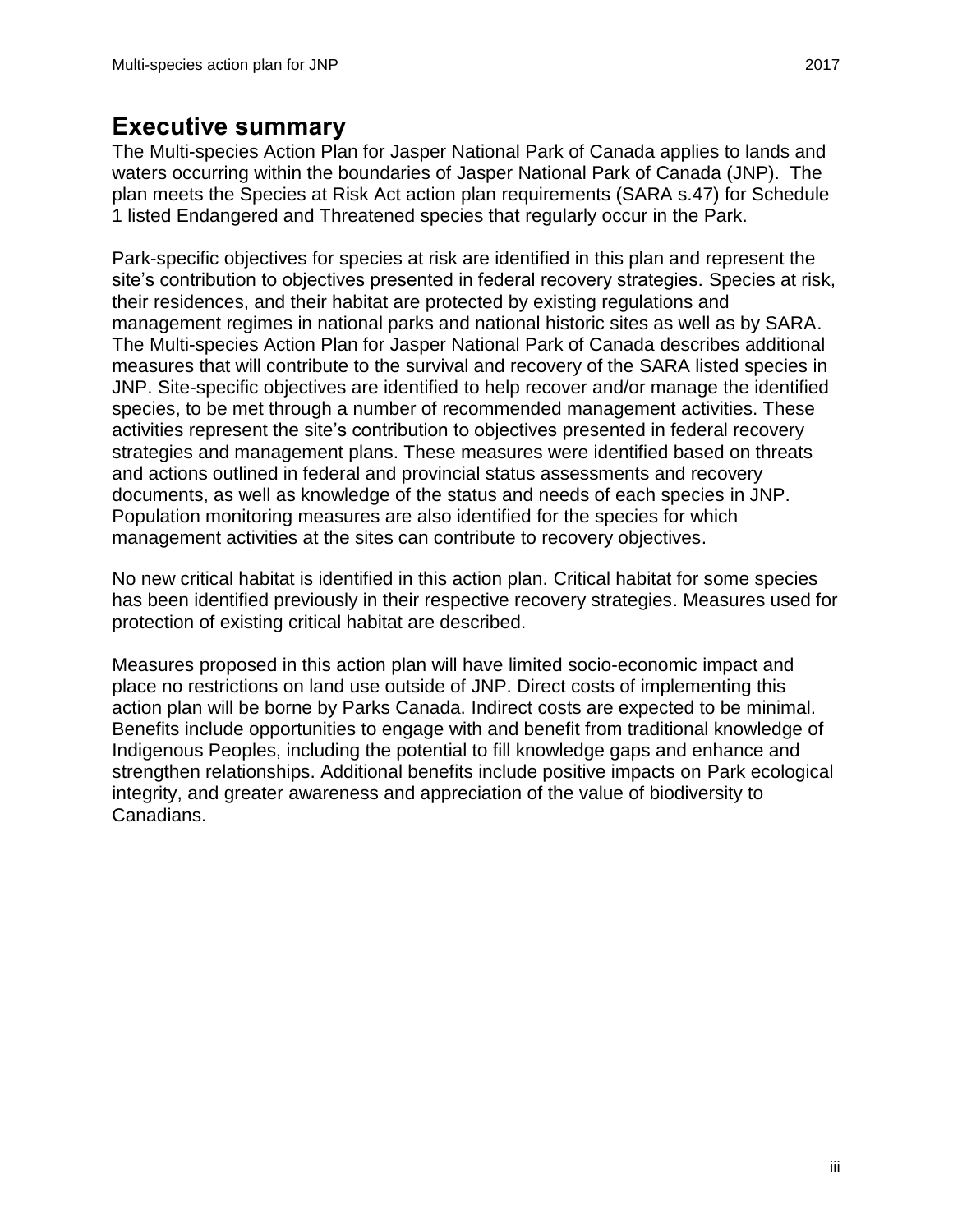# Executive summary

The Multi-species Action Plan for Jasper National Park of Canada applies to lands and waters occurring within the boundaries of Jasper National Park of Canada (JNP). The plan meets the Species at Risk Act action plan requirements (SARA s.47) for Schedule 1 listed Endangered and Threatened species that regularly occur in the Park.

Park-specific objectives for species at risk are identified in this plan and represent the site's contribution to objectives presented in federal recovery strategies. Species at risk, their residences, and their habitat are protected by existing regulations and management regimes in national parks and national historic sites as well as by SARA. The Multi-species Action Plan for Jasper National Park of Canada describes additional measures that will contribute to the survival and recovery of the SARA listed species in JNP. Site-specific objectives are identified to help recover and/or manage the identified species, to be met through a number of recommended management activities. These activities represent the site's contribution to objectives presented in federal recovery strategies and management plans. These measures were identified based on threats and actions outlined in federal and provincial status assessments and recovery documents, as well as knowledge of the status and needs of each species in JNP. Population monitoring measures are also identified for the species for which management activities at the sites can contribute to recovery objectives.

No new critical habitat is identified in this action plan. Critical habitat for some species has been identified previously in their respective recovery strategies. Measures used for protection of existing critical habitat are described.

Measures proposed in this action plan will have limited socio-economic impact and place no restrictions on land use outside of JNP. Direct costs of implementing this action plan will be borne by Parks Canada. Indirect costs are expected to be minimal. Benefits include opportunities to engage with and benefit from traditional knowledge of Indigenous Peoples, including the potential to fill knowledge gaps and enhance and strengthen relationships. Additional benefits include positive impacts on Park ecological integrity, and greater awareness and appreciation of the value of biodiversity to Canadians.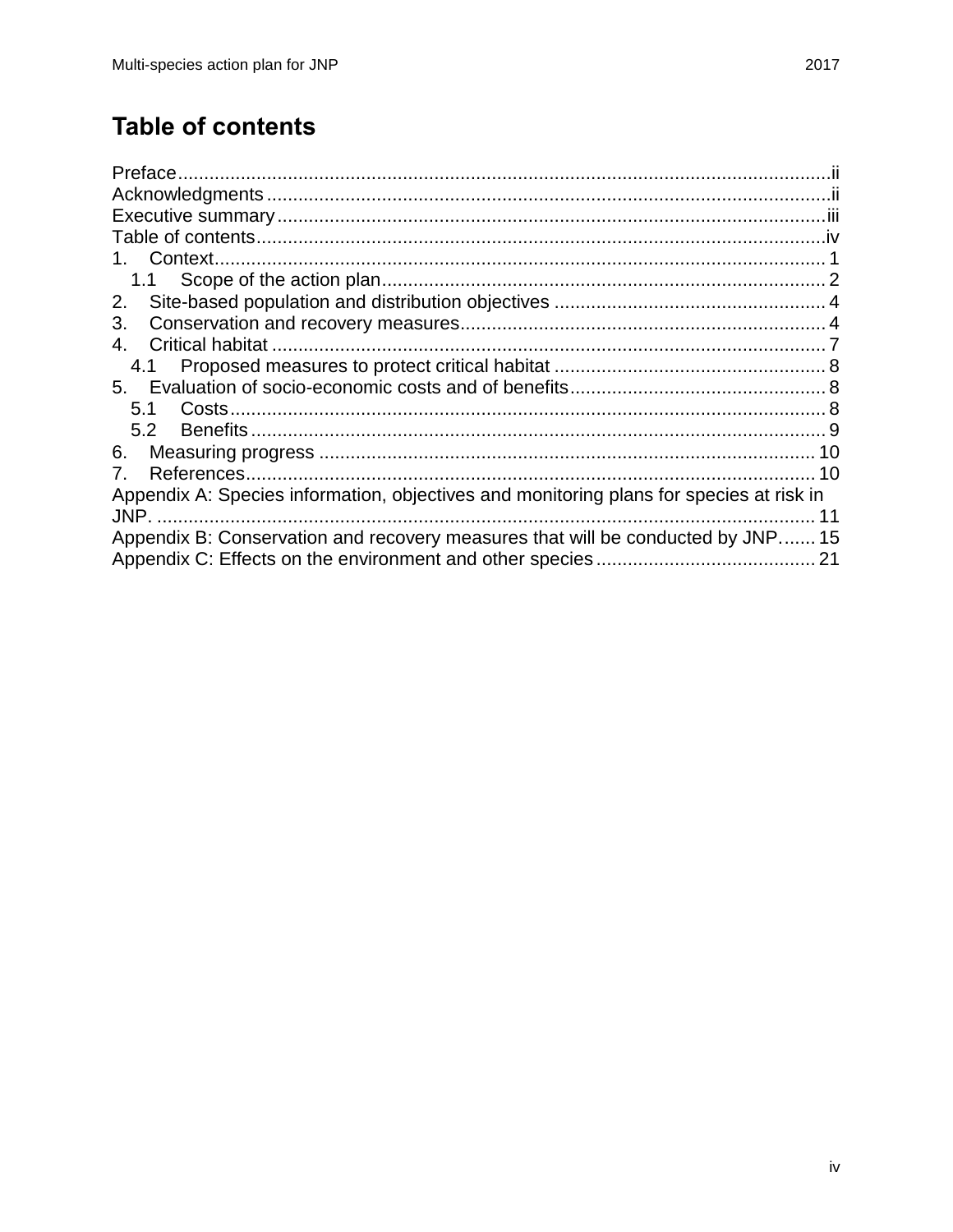# Table of contents

Preface....................................................................................................................ii
Acknowledgments....................................................................................................ii
Executive summary..................................................................................................iii
Table of contents.....................................................................................................iv
1. Context.................................................................................................................1
   1.1 Scope of the action plan.................................................................................2
2. Site-based population and distribution objectives...............................................4
3. Conservation and recovery measures..................................................................4
4. Critical habitat......................................................................................................7
   4.1 Proposed measures to protect critical habitat.................................................8
5. Evaluation of socio-economic costs and of benefits.............................................8
   5.1 Costs..............................................................................................................8
   5.2 Benefits...........................................................................................................9
6. Measuring progress............................................................................................10
7. References.........................................................................................................10
Appendix A: Species information, objectives and monitoring plans for species at risk in JNP.....11
Appendix B: Conservation and recovery measures that will be conducted by JNP.......15
Appendix C: Effects on the environment and other species.........................................21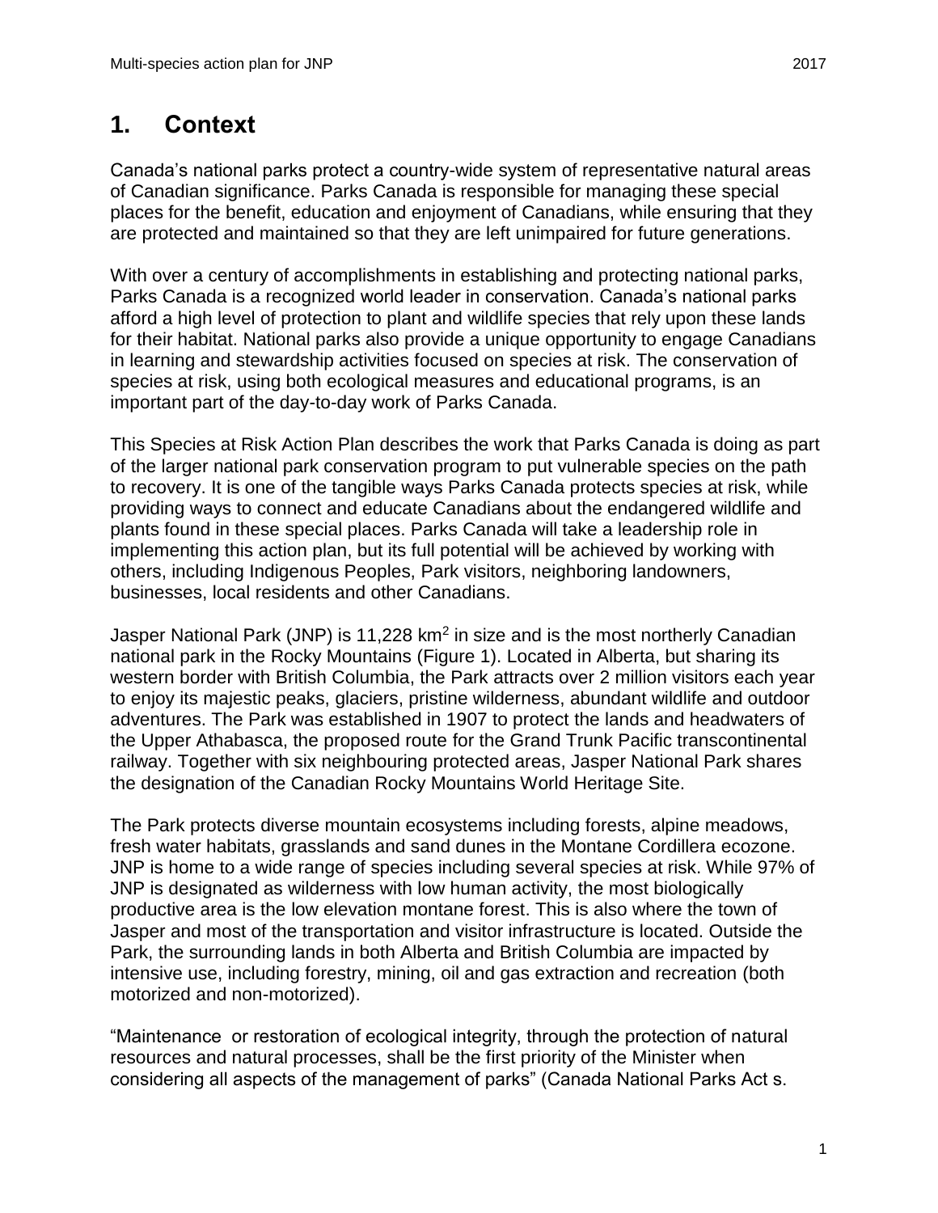# 1. Context

Canada's national parks protect a country-wide system of representative natural areas of Canadian significance. Parks Canada is responsible for managing these special places for the benefit, education and enjoyment of Canadians, while ensuring that they are protected and maintained so that they are left unimpaired for future generations.

With over a century of accomplishments in establishing and protecting national parks, Parks Canada is a recognized world leader in conservation. Canada's national parks afford a high level of protection to plant and wildlife species that rely upon these lands for their habitat. National parks also provide a unique opportunity to engage Canadians in learning and stewardship activities focused on species at risk. The conservation of species at risk, using both ecological measures and educational programs, is an important part of the day-to-day work of Parks Canada.

This Species at Risk Action Plan describes the work that Parks Canada is doing as part of the larger national park conservation program to put vulnerable species on the path to recovery. It is one of the tangible ways Parks Canada protects species at risk, while providing ways to connect and educate Canadians about the endangered wildlife and plants found in these special places. Parks Canada will take a leadership role in implementing this action plan, but its full potential will be achieved by working with others, including Indigenous Peoples, Park visitors, neighboring landowners, businesses, local residents and other Canadians.

Jasper National Park (JNP) is 11,228 km$^2$ in size and is the most northerly Canadian national park in the Rocky Mountains (Figure 1). Located in Alberta, but sharing its western border with British Columbia, the Park attracts over 2 million visitors each year to enjoy its majestic peaks, glaciers, pristine wilderness, abundant wildlife and outdoor adventures. The Park was established in 1907 to protect the lands and headwaters of the Upper Athabasca, the proposed route for the Grand Trunk Pacific transcontinental railway. Together with six neighbouring protected areas, Jasper National Park shares the designation of the Canadian Rocky Mountains World Heritage Site.

The Park protects diverse mountain ecosystems including forests, alpine meadows, fresh water habitats, grasslands and sand dunes in the Montane Cordillera ecozone. JNP is home to a wide range of species including several species at risk. While 97% of JNP is designated as wilderness with low human activity, the most biologically productive area is the low elevation montane forest. This is also where the town of Jasper and most of the transportation and visitor infrastructure is located. Outside the Park, the surrounding lands in both Alberta and British Columbia are impacted by intensive use, including forestry, mining, oil and gas extraction and recreation (both motorized and non-motorized).

"Maintenance or restoration of ecological integrity, through the protection of natural resources and natural processes, shall be the first priority of the Minister when considering all aspects of the management of parks" (Canada National Parks Act s.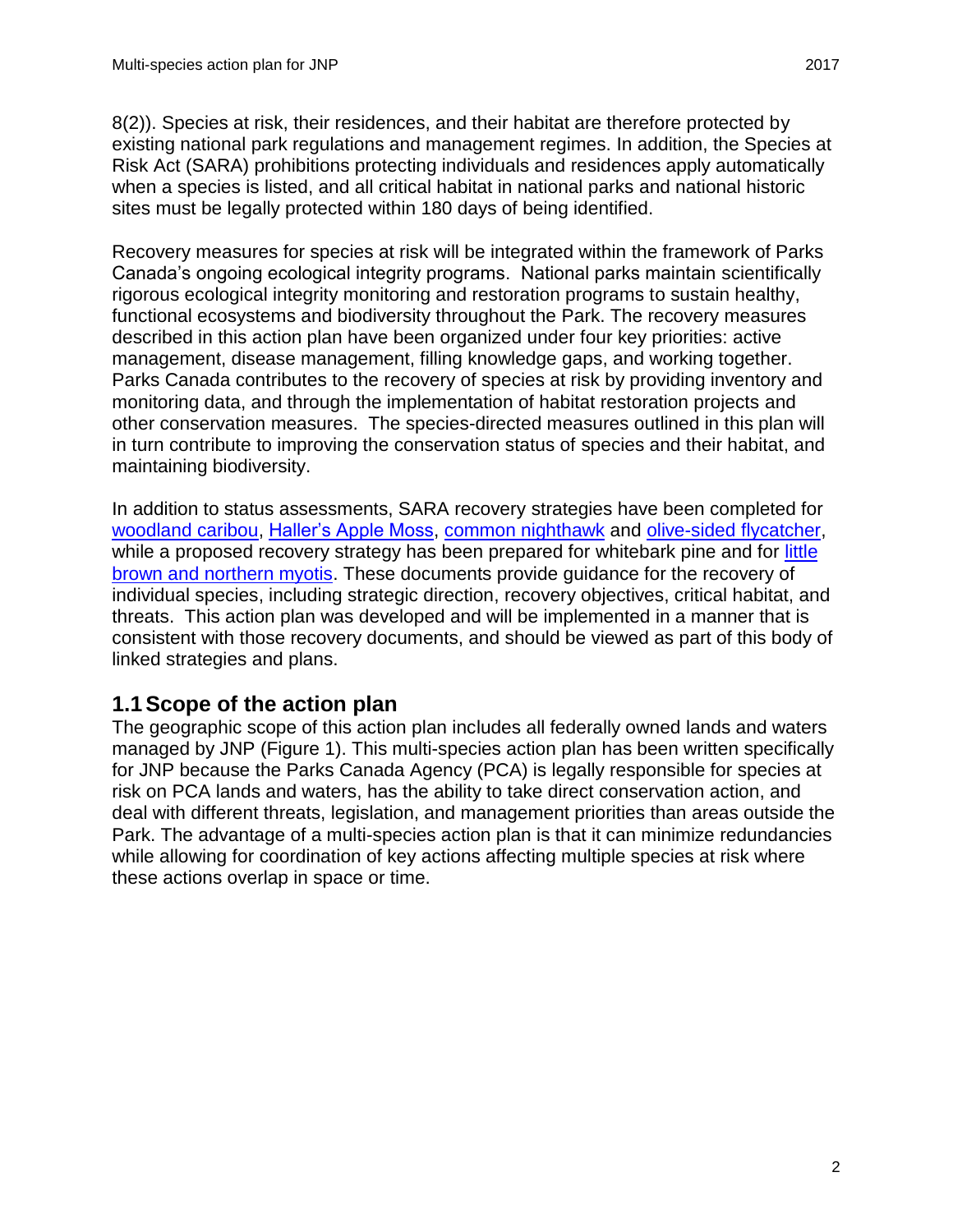8(2)). Species at risk, their residences, and their habitat are therefore protected by existing national park regulations and management regimes. In addition, the Species at Risk Act (SARA) prohibitions protecting individuals and residences apply automatically when a species is listed, and all critical habitat in national parks and national historic sites must be legally protected within 180 days of being identified.

Recovery measures for species at risk will be integrated within the framework of Parks Canada's ongoing ecological integrity programs. National parks maintain scientifically rigorous ecological integrity monitoring and restoration programs to sustain healthy, functional ecosystems and biodiversity throughout the Park. The recovery measures described in this action plan have been organized under four key priorities: active management, disease management, filling knowledge gaps, and working together. Parks Canada contributes to the recovery of species at risk by providing inventory and monitoring data, and through the implementation of habitat restoration projects and other conservation measures. The species-directed measures outlined in this plan will in turn contribute to improving the conservation status of species and their habitat, and maintaining biodiversity.

In addition to status assessments, SARA recovery strategies have been completed for woodland caribou, Haller's Apple Moss, common nighthawk and olive-sided flycatcher, while a proposed recovery strategy has been prepared for whitebark pine and for little brown and northern myotis. These documents provide guidance for the recovery of individual species, including strategic direction, recovery objectives, critical habitat, and threats. This action plan was developed and will be implemented in a manner that is consistent with those recovery documents, and should be viewed as part of this body of linked strategies and plans.

## 1.1 Scope of the action plan

The geographic scope of this action plan includes all federally owned lands and waters managed by JNP (Figure 1). This multi-species action plan has been written specifically for JNP because the Parks Canada Agency (PCA) is legally responsible for species at risk on PCA lands and waters, has the ability to take direct conservation action, and deal with different threats, legislation, and management priorities than areas outside the Park. The advantage of a multi-species action plan is that it can minimize redundancies while allowing for coordination of key actions affecting multiple species at risk where these actions overlap in space or time.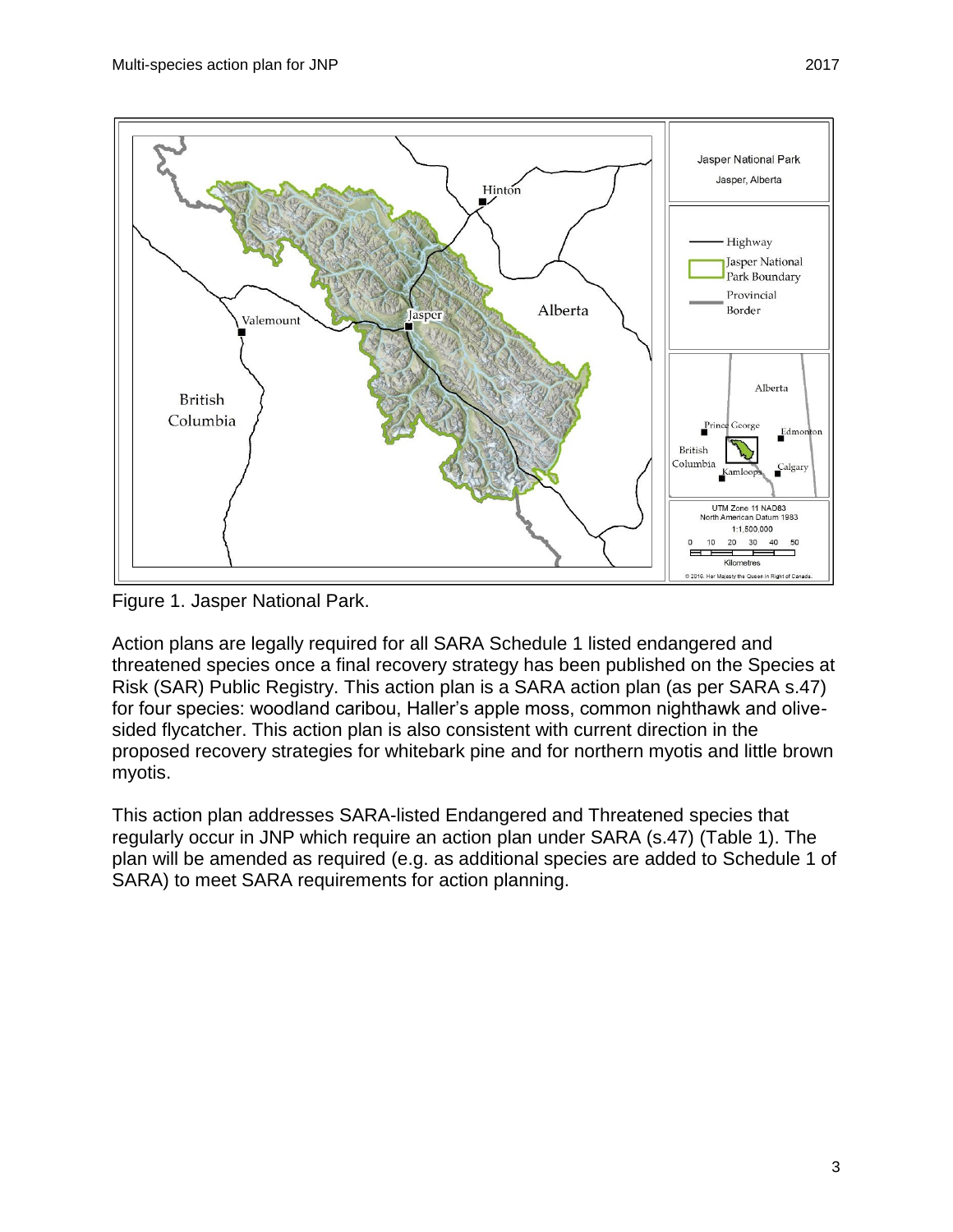Figure 1. Jasper National Park.

Action plans are legally required for all SARA Schedule 1 listed endangered and threatened species once a final recovery strategy has been published on the Species at Risk (SAR) Public Registry. This action plan is a SARA action plan (as per SARA s.47) for four species: woodland caribou, Haller's apple moss, common nighthawk and olive-sided flycatcher. This action plan is also consistent with current direction in the proposed recovery strategies for whitebark pine and for northern myotis and little brown myotis.

This action plan addresses SARA-listed Endangered and Threatened species that regularly occur in JNP which require an action plan under SARA (s.47) (Table 1). The plan will be amended as required (e.g. as additional species are added to Schedule 1 of SARA) to meet SARA requirements for action planning.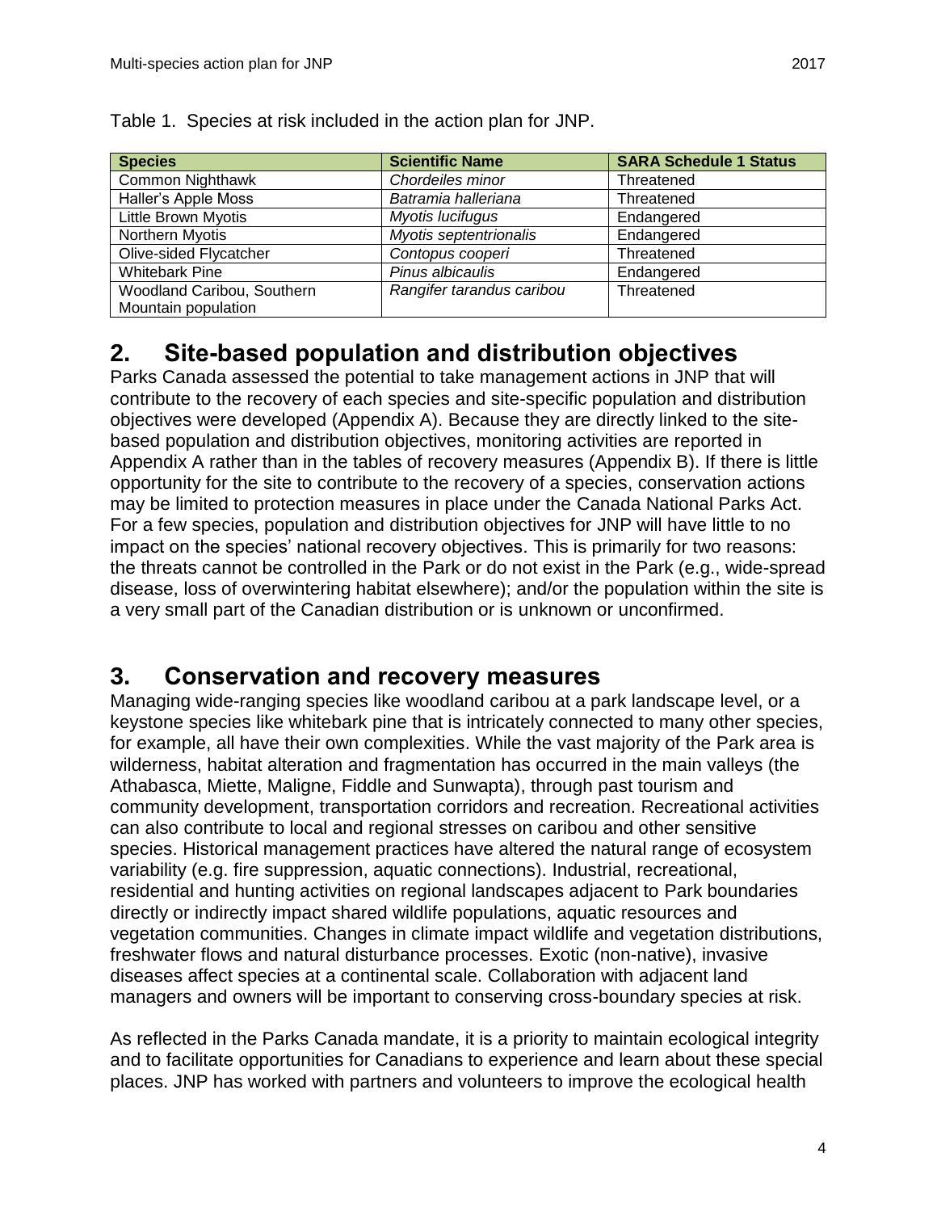Table 1. Species at risk included in the action plan for JNP.

| Species | Scientific Name | SARA Schedule 1 Status |
| --- | --- | --- |
| Common Nighthawk | *Chordeiles minor* | Threatened |
| Haller's Apple Moss | *Batramia halleriana* | Threatened |
| Little Brown Myotis | *Myotis lucifugus* | Endangered |
| Northern Myotis | *Myotis septentrionalis* | Endangered |
| Olive-sided Flycatcher | *Contopus cooperi* | Threatened |
| Whitebark Pine | *Pinus albicaulis* | Endangered |
| Woodland Caribou, Southern Mountain population | *Rangifer tarandus caribou* | Threatened |

## 2. Site-based population and distribution objectives

Parks Canada assessed the potential to take management actions in JNP that will contribute to the recovery of each species and site-specific population and distribution objectives were developed (Appendix A). Because they are directly linked to the site-based population and distribution objectives, monitoring activities are reported in Appendix A rather than in the tables of recovery measures (Appendix B). If there is little opportunity for the site to contribute to the recovery of a species, conservation actions may be limited to protection measures in place under the Canada National Parks Act. For a few species, population and distribution objectives for JNP will have little to no impact on the species' national recovery objectives. This is primarily for two reasons: the threats cannot be controlled in the Park or do not exist in the Park (e.g., wide-spread disease, loss of overwintering habitat elsewhere); and/or the population within the site is a very small part of the Canadian distribution or is unknown or unconfirmed.

## 3. Conservation and recovery measures

Managing wide-ranging species like woodland caribou at a park landscape level, or a keystone species like whitebark pine that is intricately connected to many other species, for example, all have their own complexities. While the vast majority of the Park area is wilderness, habitat alteration and fragmentation has occurred in the main valleys (the Athabasca, Miette, Maligne, Fiddle and Sunwapta), through past tourism and community development, transportation corridors and recreation. Recreational activities can also contribute to local and regional stresses on caribou and other sensitive species. Historical management practices have altered the natural range of ecosystem variability (e.g. fire suppression, aquatic connections). Industrial, recreational, residential and hunting activities on regional landscapes adjacent to Park boundaries directly or indirectly impact shared wildlife populations, aquatic resources and vegetation communities. Changes in climate impact wildlife and vegetation distributions, freshwater flows and natural disturbance processes. Exotic (non-native), invasive diseases affect species at a continental scale. Collaboration with adjacent land managers and owners will be important to conserving cross-boundary species at risk.

As reflected in the Parks Canada mandate, it is a priority to maintain ecological integrity and to facilitate opportunities for Canadians to experience and learn about these special places. JNP has worked with partners and volunteers to improve the ecological health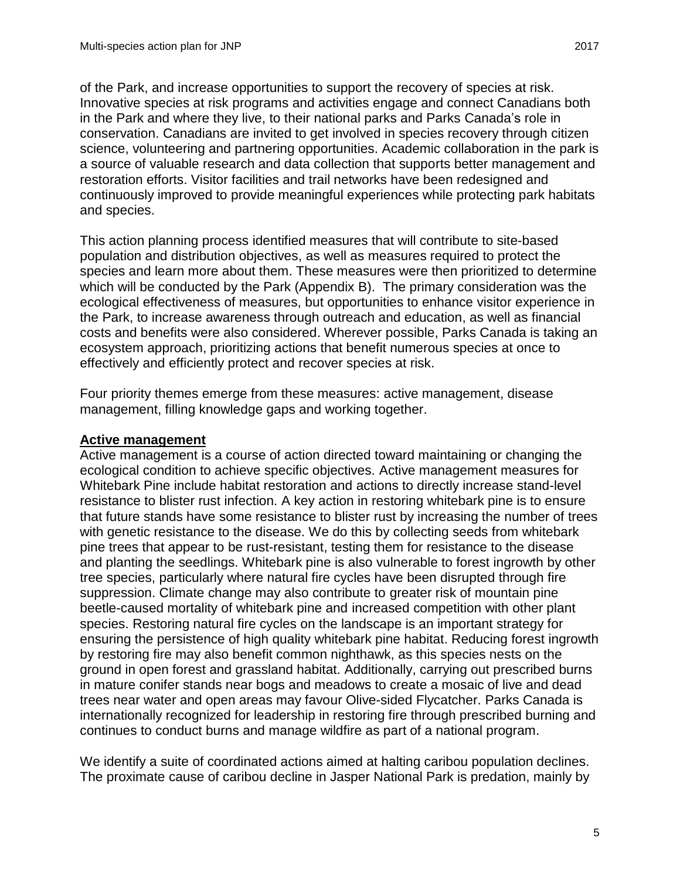of the Park, and increase opportunities to support the recovery of species at risk. Innovative species at risk programs and activities engage and connect Canadians both in the Park and where they live, to their national parks and Parks Canada's role in conservation. Canadians are invited to get involved in species recovery through citizen science, volunteering and partnering opportunities. Academic collaboration in the park is a source of valuable research and data collection that supports better management and restoration efforts. Visitor facilities and trail networks have been redesigned and continuously improved to provide meaningful experiences while protecting park habitats and species.

This action planning process identified measures that will contribute to site-based population and distribution objectives, as well as measures required to protect the species and learn more about them. These measures were then prioritized to determine which will be conducted by the Park (Appendix B). The primary consideration was the ecological effectiveness of measures, but opportunities to enhance visitor experience in the Park, to increase awareness through outreach and education, as well as financial costs and benefits were also considered. Wherever possible, Parks Canada is taking an ecosystem approach, prioritizing actions that benefit numerous species at once to effectively and efficiently protect and recover species at risk.

Four priority themes emerge from these measures: active management, disease management, filling knowledge gaps and working together.

**Active management**

Active management is a course of action directed toward maintaining or changing the ecological condition to achieve specific objectives. Active management measures for Whitebark Pine include habitat restoration and actions to directly increase stand-level resistance to blister rust infection. A key action in restoring whitebark pine is to ensure that future stands have some resistance to blister rust by increasing the number of trees with genetic resistance to the disease. We do this by collecting seeds from whitebark pine trees that appear to be rust-resistant, testing them for resistance to the disease and planting the seedlings. Whitebark pine is also vulnerable to forest ingrowth by other tree species, particularly where natural fire cycles have been disrupted through fire suppression. Climate change may also contribute to greater risk of mountain pine beetle-caused mortality of whitebark pine and increased competition with other plant species. Restoring natural fire cycles on the landscape is an important strategy for ensuring the persistence of high quality whitebark pine habitat. Reducing forest ingrowth by restoring fire may also benefit common nighthawk, as this species nests on the ground in open forest and grassland habitat. Additionally, carrying out prescribed burns in mature conifer stands near bogs and meadows to create a mosaic of live and dead trees near water and open areas may favour Olive-sided Flycatcher. Parks Canada is internationally recognized for leadership in restoring fire through prescribed burning and continues to conduct burns and manage wildfire as part of a national program.

We identify a suite of coordinated actions aimed at halting caribou population declines. The proximate cause of caribou decline in Jasper National Park is predation, mainly by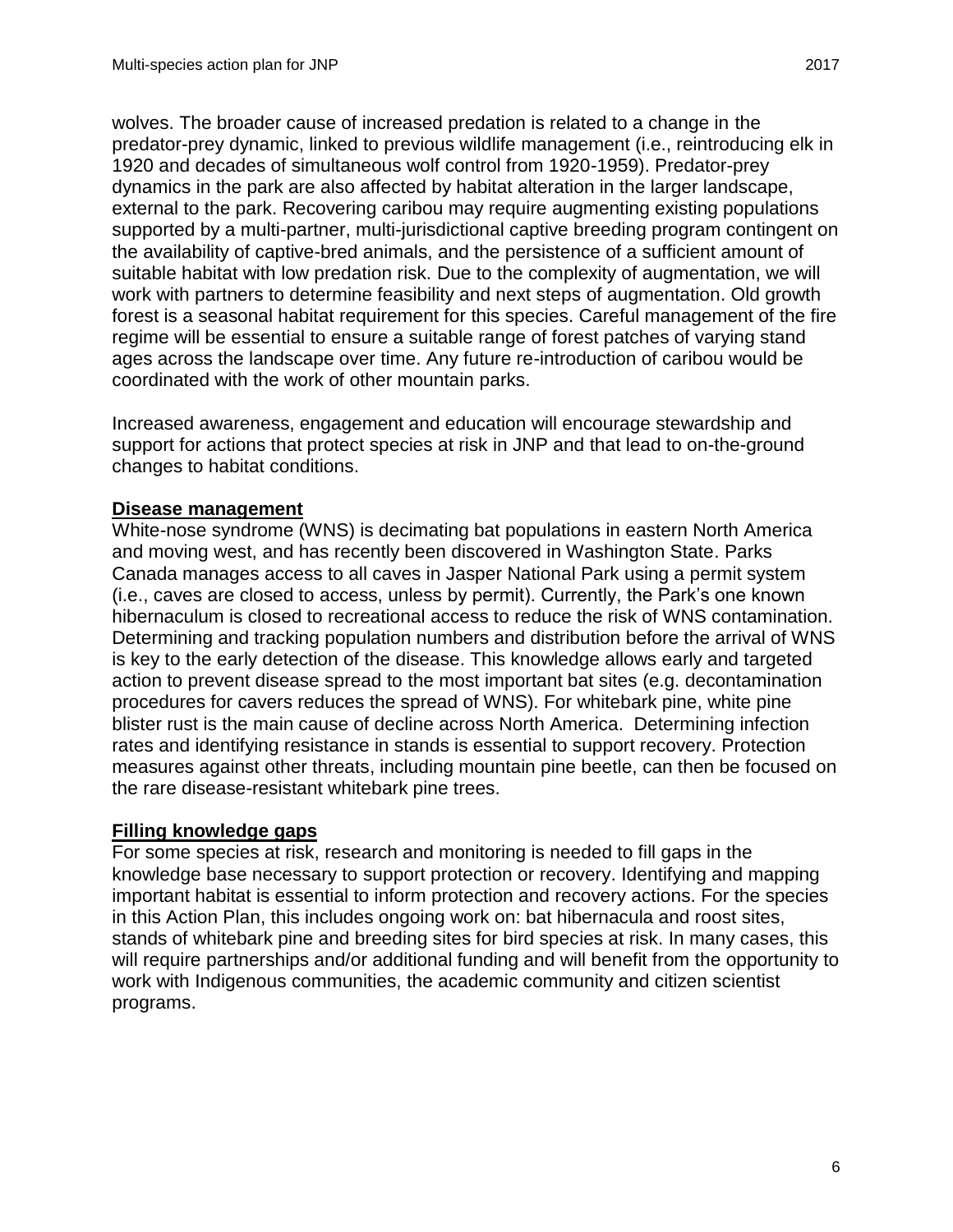wolves. The broader cause of increased predation is related to a change in the predator-prey dynamic, linked to previous wildlife management (i.e., reintroducing elk in 1920 and decades of simultaneous wolf control from 1920-1959). Predator-prey dynamics in the park are also affected by habitat alteration in the larger landscape, external to the park. Recovering caribou may require augmenting existing populations supported by a multi-partner, multi-jurisdictional captive breeding program contingent on the availability of captive-bred animals, and the persistence of a sufficient amount of suitable habitat with low predation risk. Due to the complexity of augmentation, we will work with partners to determine feasibility and next steps of augmentation. Old growth forest is a seasonal habitat requirement for this species. Careful management of the fire regime will be essential to ensure a suitable range of forest patches of varying stand ages across the landscape over time. Any future re-introduction of caribou would be coordinated with the work of other mountain parks.

Increased awareness, engagement and education will encourage stewardship and support for actions that protect species at risk in JNP and that lead to on-the-ground changes to habitat conditions.

**Disease management**

White-nose syndrome (WNS) is decimating bat populations in eastern North America and moving west, and has recently been discovered in Washington State. Parks Canada manages access to all caves in Jasper National Park using a permit system (i.e., caves are closed to access, unless by permit). Currently, the Park's one known hibernaculum is closed to recreational access to reduce the risk of WNS contamination. Determining and tracking population numbers and distribution before the arrival of WNS is key to the early detection of the disease. This knowledge allows early and targeted action to prevent disease spread to the most important bat sites (e.g. decontamination procedures for cavers reduces the spread of WNS). For whitebark pine, white pine blister rust is the main cause of decline across North America. Determining infection rates and identifying resistance in stands is essential to support recovery. Protection measures against other threats, including mountain pine beetle, can then be focused on the rare disease-resistant whitebark pine trees.

**Filling knowledge gaps**

For some species at risk, research and monitoring is needed to fill gaps in the knowledge base necessary to support protection or recovery. Identifying and mapping important habitat is essential to inform protection and recovery actions. For the species in this Action Plan, this includes ongoing work on: bat hibernacula and roost sites, stands of whitebark pine and breeding sites for bird species at risk. In many cases, this will require partnerships and/or additional funding and will benefit from the opportunity to work with Indigenous communities, the academic community and citizen scientist programs.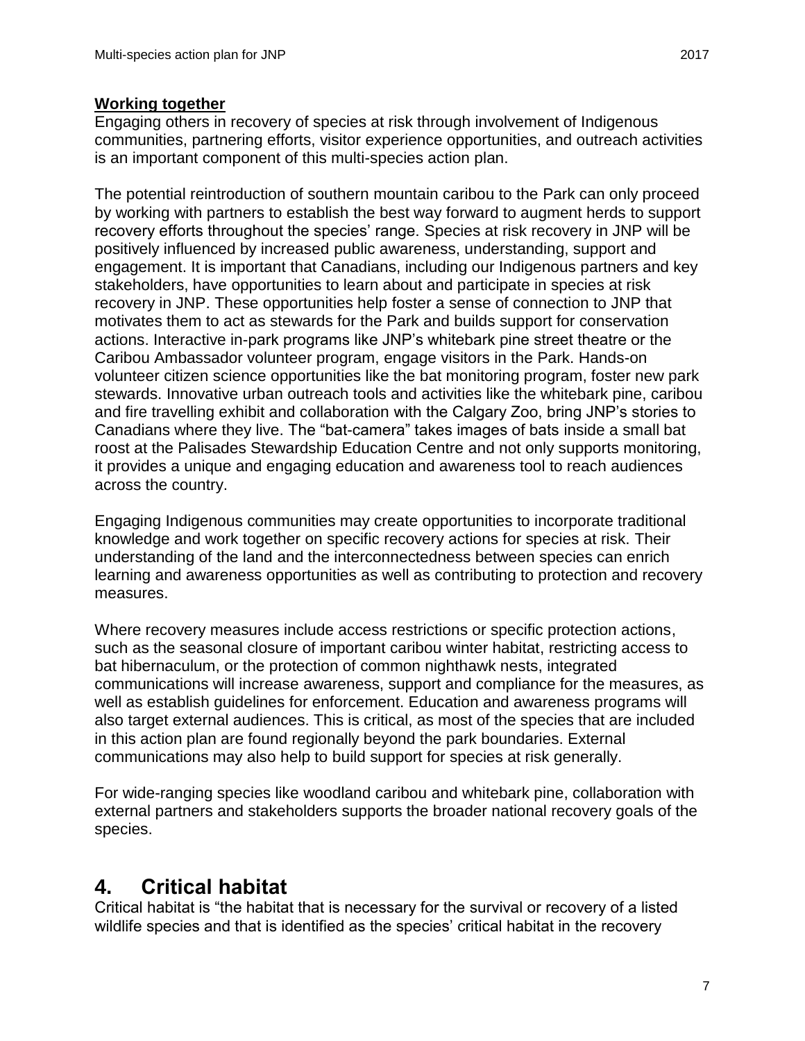**Working together**

Engaging others in recovery of species at risk through involvement of Indigenous communities, partnering efforts, visitor experience opportunities, and outreach activities is an important component of this multi-species action plan.

The potential reintroduction of southern mountain caribou to the Park can only proceed by working with partners to establish the best way forward to augment herds to support recovery efforts throughout the species' range. Species at risk recovery in JNP will be positively influenced by increased public awareness, understanding, support and engagement. It is important that Canadians, including our Indigenous partners and key stakeholders, have opportunities to learn about and participate in species at risk recovery in JNP. These opportunities help foster a sense of connection to JNP that motivates them to act as stewards for the Park and builds support for conservation actions. Interactive in-park programs like JNP's whitebark pine street theatre or the Caribou Ambassador volunteer program, engage visitors in the Park. Hands-on volunteer citizen science opportunities like the bat monitoring program, foster new park stewards. Innovative urban outreach tools and activities like the whitebark pine, caribou and fire travelling exhibit and collaboration with the Calgary Zoo, bring JNP's stories to Canadians where they live. The "bat-camera" takes images of bats inside a small bat roost at the Palisades Stewardship Education Centre and not only supports monitoring, it provides a unique and engaging education and awareness tool to reach audiences across the country.

Engaging Indigenous communities may create opportunities to incorporate traditional knowledge and work together on specific recovery actions for species at risk. Their understanding of the land and the interconnectedness between species can enrich learning and awareness opportunities as well as contributing to protection and recovery measures.

Where recovery measures include access restrictions or specific protection actions, such as the seasonal closure of important caribou winter habitat, restricting access to bat hibernaculum, or the protection of common nighthawk nests, integrated communications will increase awareness, support and compliance for the measures, as well as establish guidelines for enforcement. Education and awareness programs will also target external audiences. This is critical, as most of the species that are included in this action plan are found regionally beyond the park boundaries. External communications may also help to build support for species at risk generally.

For wide-ranging species like woodland caribou and whitebark pine, collaboration with external partners and stakeholders supports the broader national recovery goals of the species.

# 4. Critical habitat

Critical habitat is "the habitat that is necessary for the survival or recovery of a listed wildlife species and that is identified as the species' critical habitat in the recovery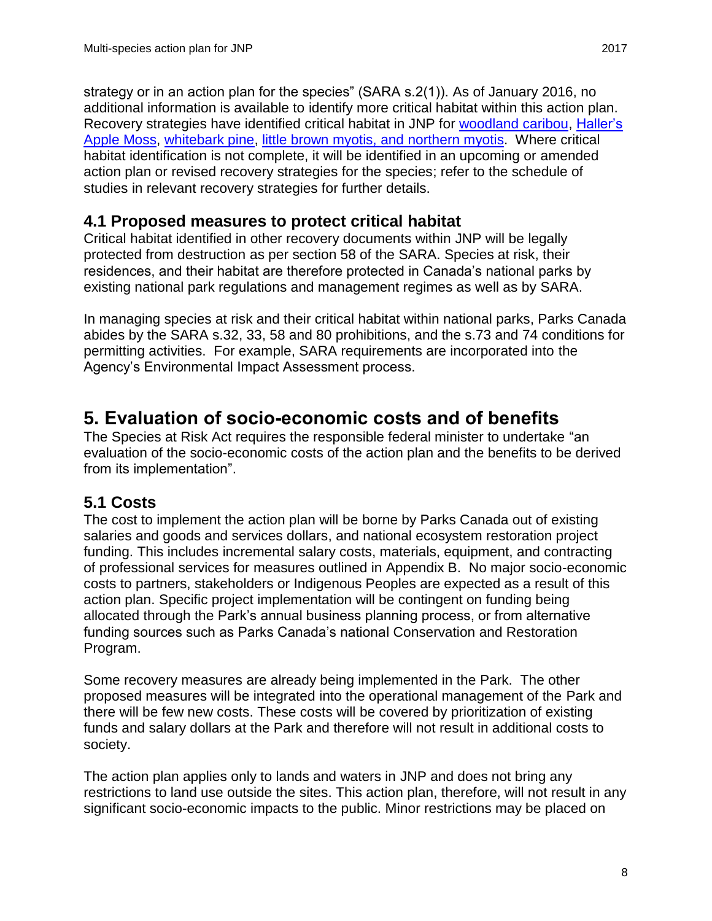strategy or in an action plan for the species" (SARA s.2(1)). As of January 2016, no additional information is available to identify more critical habitat within this action plan. Recovery strategies have identified critical habitat in JNP for woodland caribou, Haller's Apple Moss, whitebark pine, little brown myotis, and northern myotis. Where critical habitat identification is not complete, it will be identified in an upcoming or amended action plan or revised recovery strategies for the species; refer to the schedule of studies in relevant recovery strategies for further details.

## 4.1 Proposed measures to protect critical habitat

Critical habitat identified in other recovery documents within JNP will be legally protected from destruction as per section 58 of the SARA. Species at risk, their residences, and their habitat are therefore protected in Canada's national parks by existing national park regulations and management regimes as well as by SARA.

In managing species at risk and their critical habitat within national parks, Parks Canada abides by the SARA s.32, 33, 58 and 80 prohibitions, and the s.73 and 74 conditions for permitting activities. For example, SARA requirements are incorporated into the Agency's Environmental Impact Assessment process.

# 5. Evaluation of socio-economic costs and of benefits

The Species at Risk Act requires the responsible federal minister to undertake "an evaluation of the socio-economic costs of the action plan and the benefits to be derived from its implementation".

## 5.1 Costs

The cost to implement the action plan will be borne by Parks Canada out of existing salaries and goods and services dollars, and national ecosystem restoration project funding. This includes incremental salary costs, materials, equipment, and contracting of professional services for measures outlined in Appendix B. No major socio-economic costs to partners, stakeholders or Indigenous Peoples are expected as a result of this action plan. Specific project implementation will be contingent on funding being allocated through the Park's annual business planning process, or from alternative funding sources such as Parks Canada's national Conservation and Restoration Program.

Some recovery measures are already being implemented in the Park. The other proposed measures will be integrated into the operational management of the Park and there will be few new costs. These costs will be covered by prioritization of existing funds and salary dollars at the Park and therefore will not result in additional costs to society.

The action plan applies only to lands and waters in JNP and does not bring any restrictions to land use outside the sites. This action plan, therefore, will not result in any significant socio-economic impacts to the public. Minor restrictions may be placed on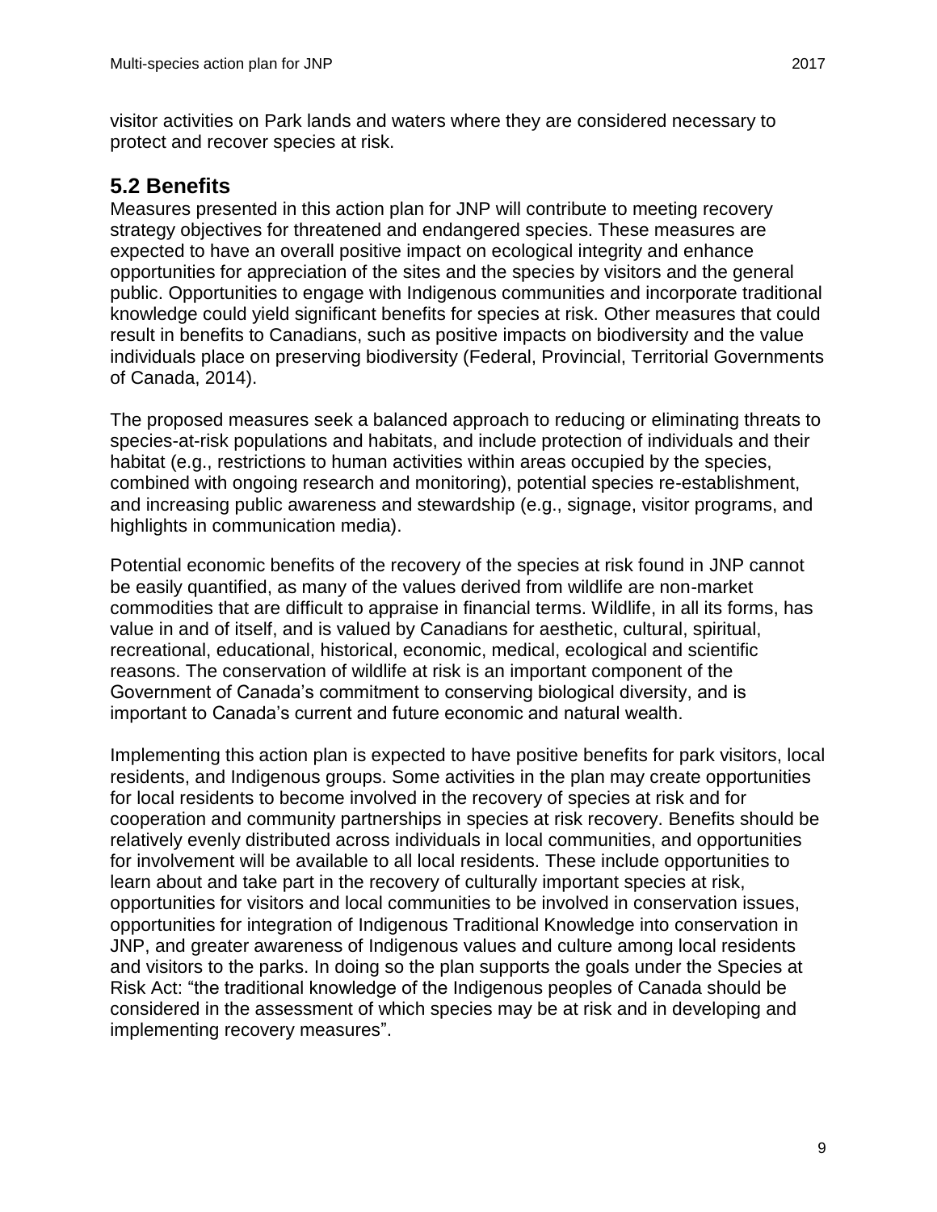visitor activities on Park lands and waters where they are considered necessary to protect and recover species at risk.

## 5.2 Benefits

Measures presented in this action plan for JNP will contribute to meeting recovery strategy objectives for threatened and endangered species. These measures are expected to have an overall positive impact on ecological integrity and enhance opportunities for appreciation of the sites and the species by visitors and the general public. Opportunities to engage with Indigenous communities and incorporate traditional knowledge could yield significant benefits for species at risk. Other measures that could result in benefits to Canadians, such as positive impacts on biodiversity and the value individuals place on preserving biodiversity (Federal, Provincial, Territorial Governments of Canada, 2014).

The proposed measures seek a balanced approach to reducing or eliminating threats to species-at-risk populations and habitats, and include protection of individuals and their habitat (e.g., restrictions to human activities within areas occupied by the species, combined with ongoing research and monitoring), potential species re-establishment, and increasing public awareness and stewardship (e.g., signage, visitor programs, and highlights in communication media).

Potential economic benefits of the recovery of the species at risk found in JNP cannot be easily quantified, as many of the values derived from wildlife are non-market commodities that are difficult to appraise in financial terms. Wildlife, in all its forms, has value in and of itself, and is valued by Canadians for aesthetic, cultural, spiritual, recreational, educational, historical, economic, medical, ecological and scientific reasons. The conservation of wildlife at risk is an important component of the Government of Canada's commitment to conserving biological diversity, and is important to Canada's current and future economic and natural wealth.

Implementing this action plan is expected to have positive benefits for park visitors, local residents, and Indigenous groups. Some activities in the plan may create opportunities for local residents to become involved in the recovery of species at risk and for cooperation and community partnerships in species at risk recovery. Benefits should be relatively evenly distributed across individuals in local communities, and opportunities for involvement will be available to all local residents. These include opportunities to learn about and take part in the recovery of culturally important species at risk, opportunities for visitors and local communities to be involved in conservation issues, opportunities for integration of Indigenous Traditional Knowledge into conservation in JNP, and greater awareness of Indigenous values and culture among local residents and visitors to the parks. In doing so the plan supports the goals under the Species at Risk Act: "the traditional knowledge of the Indigenous peoples of Canada should be considered in the assessment of which species may be at risk and in developing and implementing recovery measures".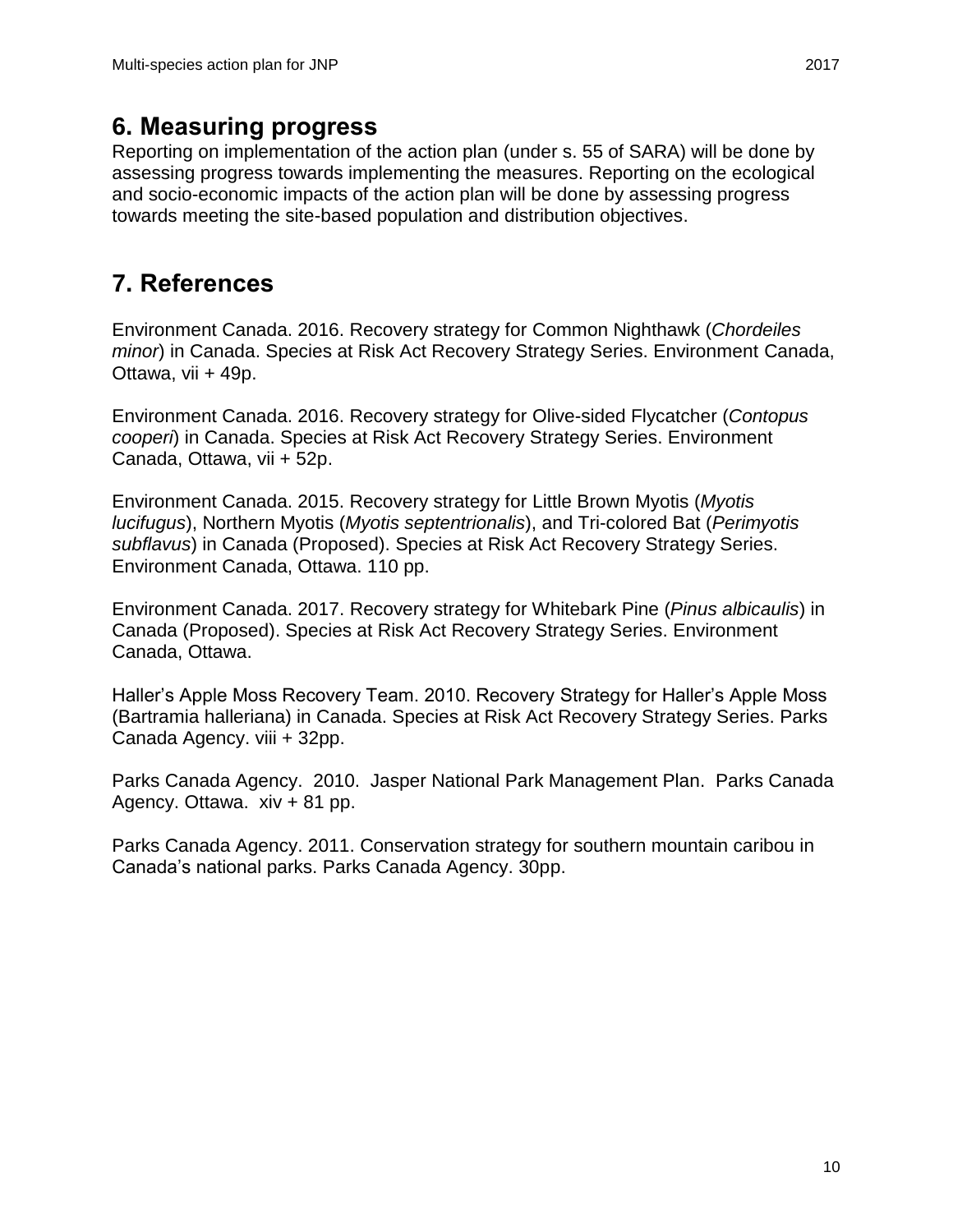## 6. Measuring progress

Reporting on implementation of the action plan (under s. 55 of SARA) will be done by assessing progress towards implementing the measures. Reporting on the ecological and socio-economic impacts of the action plan will be done by assessing progress towards meeting the site-based population and distribution objectives.

## 7. References

Environment Canada. 2016. Recovery strategy for Common Nighthawk (*Chordeiles minor*) in Canada. Species at Risk Act Recovery Strategy Series. Environment Canada, Ottawa, vii + 49p.

Environment Canada. 2016. Recovery strategy for Olive-sided Flycatcher (*Contopus cooperi*) in Canada. Species at Risk Act Recovery Strategy Series. Environment Canada, Ottawa, vii + 52p.

Environment Canada. 2015. Recovery strategy for Little Brown Myotis (*Myotis lucifugus*), Northern Myotis (*Myotis septentrionalis*), and Tri-colored Bat (*Perimyotis subflavus*) in Canada (Proposed). Species at Risk Act Recovery Strategy Series. Environment Canada, Ottawa. 110 pp.

Environment Canada. 2017. Recovery strategy for Whitebark Pine (*Pinus albicaulis*) in Canada (Proposed). Species at Risk Act Recovery Strategy Series. Environment Canada, Ottawa.

Haller's Apple Moss Recovery Team. 2010. Recovery Strategy for Haller's Apple Moss (Bartramia halleriana) in Canada. Species at Risk Act Recovery Strategy Series. Parks Canada Agency. viii + 32pp.

Parks Canada Agency. 2010. Jasper National Park Management Plan. Parks Canada Agency. Ottawa. xiv + 81 pp.

Parks Canada Agency. 2011. Conservation strategy for southern mountain caribou in Canada's national parks. Parks Canada Agency. 30pp.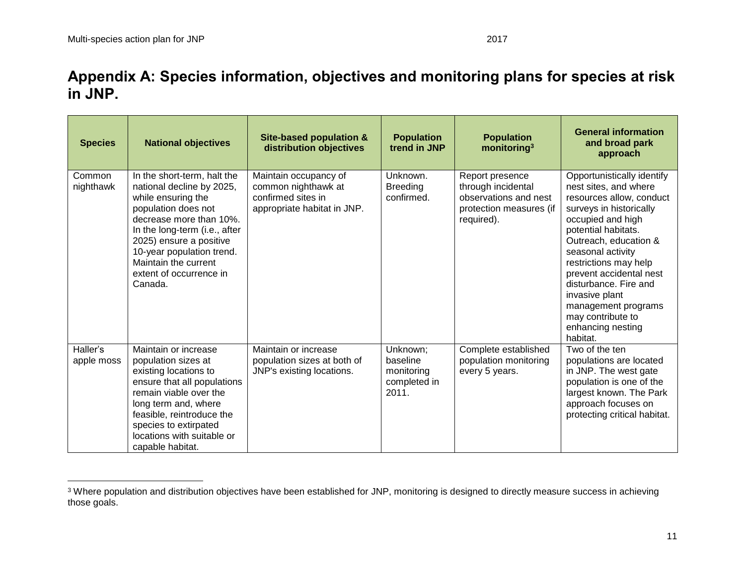# Appendix A: Species information, objectives and monitoring plans for species at risk in JNP.

| Species | National objectives | Site-based population & distribution objectives | Population trend in JNP | Population monitoring[3] | General information and broad park approach |
|---|---|---|---|---|---|
| Common nighthawk | In the short-term, halt the national decline by 2025, while ensuring the population does not decrease more than 10%. In the long-term (i.e., after 2025) ensure a positive 10-year population trend. Maintain the current extent of occurrence in Canada. | Maintain occupancy of common nighthawk at confirmed sites in appropriate habitat in JNP. | Unknown. Breeding confirmed. | Report presence through incidental observations and nest protection measures (if required). | Opportunistically identify nest sites, and where resources allow, conduct surveys in historically occupied and high potential habitats. Outreach, education & seasonal activity restrictions may help prevent accidental nest disturbance. Fire and invasive plant management programs may contribute to enhancing nesting habitat. |
| Haller's apple moss | Maintain or increase population sizes at existing locations to ensure that all populations remain viable over the long term and, where feasible, reintroduce the species to extirpated locations with suitable or capable habitat. | Maintain or increase population sizes at both of JNP's existing locations. | Unknown; baseline monitoring completed in 2011. | Complete established population monitoring every 5 years. | Two of the ten populations are located in JNP. The west gate population is one of the largest known. The Park approach focuses on protecting critical habitat. |

[3] Where population and distribution objectives have been established for JNP, monitoring is designed to directly measure success in achieving those goals.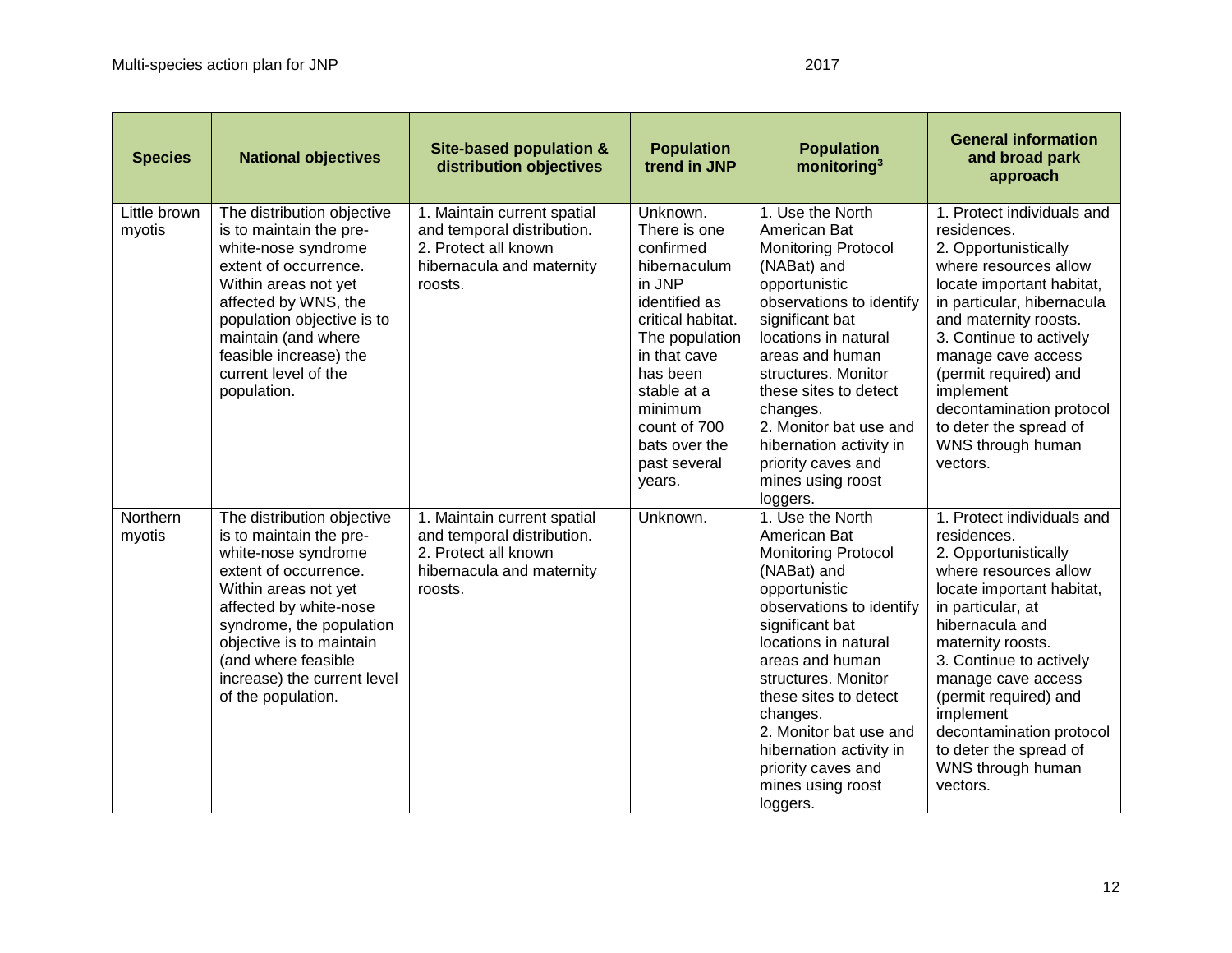| Species | National objectives | Site-based population & distribution objectives | Population trend in JNP | Population monitoring[3] | General information and broad park approach |
|---|---|---|---|---|---|
| Little brown myotis | The distribution objective is to maintain the pre-white-nose syndrome extent of occurrence. Within areas not yet affected by WNS, the population objective is to maintain (and where feasible increase) the current level of the population. | 1. Maintain current spatial and temporal distribution. 2. Protect all known hibernacula and maternity roosts. | Unknown. There is one confirmed hibernaculum in JNP identified as critical habitat. The population in that cave has been stable at a minimum count of 700 bats over the past several years. | 1. Use the North American Bat Monitoring Protocol (NABat) and opportunistic observations to identify significant bat locations in natural areas and human structures. Monitor these sites to detect changes. 2. Monitor bat use and hibernation activity in priority caves and mines using roost loggers. | 1. Protect individuals and residences. 2. Opportunistically where resources allow locate important habitat, in particular, hibernacula and maternity roosts. 3. Continue to actively manage cave access (permit required) and implement decontamination protocol to deter the spread of WNS through human vectors. |
| Northern myotis | The distribution objective is to maintain the pre-white-nose syndrome extent of occurrence. Within areas not yet affected by white-nose syndrome, the population objective is to maintain (and where feasible increase) the current level of the population. | 1. Maintain current spatial and temporal distribution. 2. Protect all known hibernacula and maternity roosts. | Unknown. | 1. Use the North American Bat Monitoring Protocol (NABat) and opportunistic observations to identify significant bat locations in natural areas and human structures. Monitor these sites to detect changes. 2. Monitor bat use and hibernation activity in priority caves and mines using roost loggers. | 1. Protect individuals and residences. 2. Opportunistically where resources allow locate important habitat, in particular, at hibernacula and maternity roosts. 3. Continue to actively manage cave access (permit required) and implement decontamination protocol to deter the spread of WNS through human vectors. |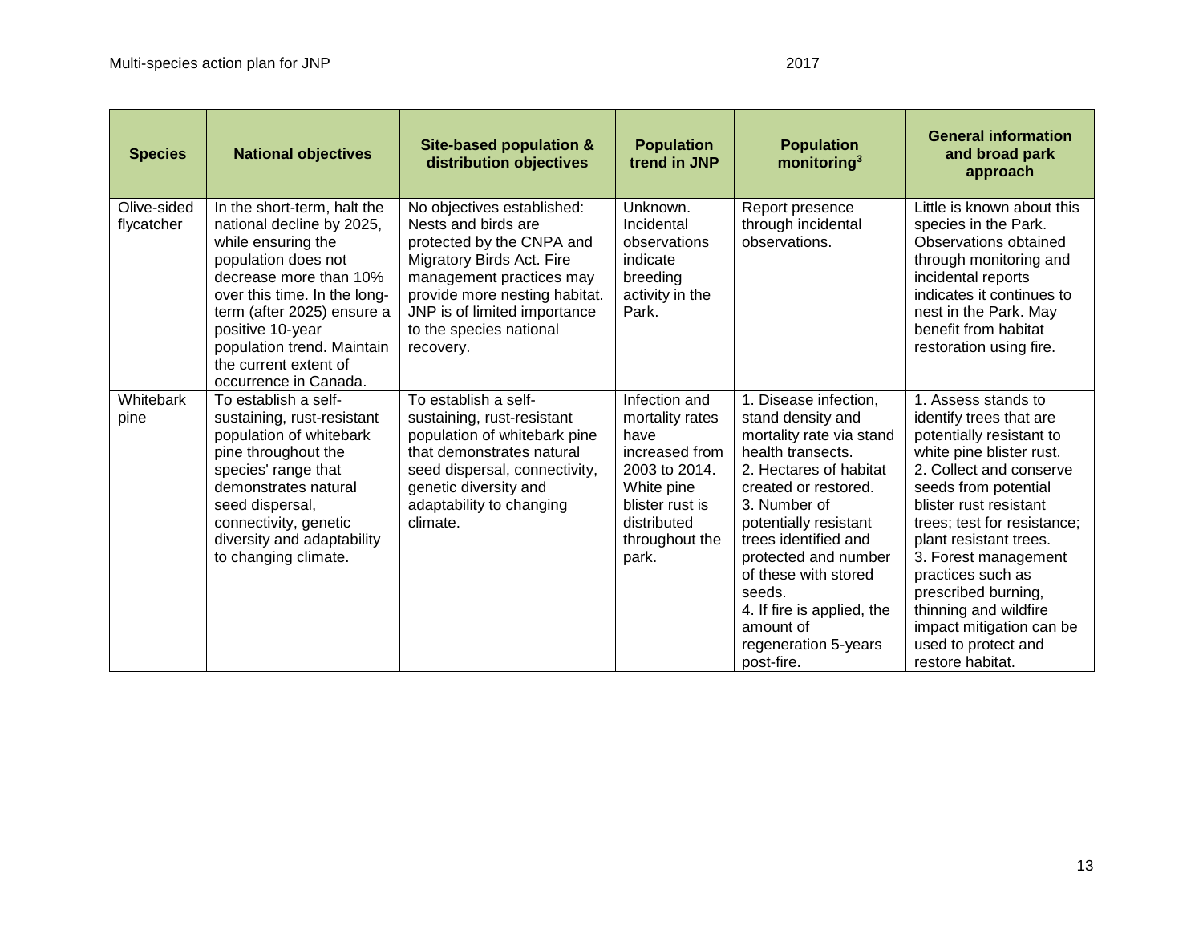| Species | National objectives | Site-based population & distribution objectives | Population trend in JNP | Population monitoring[3] | General information and broad park approach |
|---|---|---|---|---|---|
| Olive-sided flycatcher | In the short-term, halt the national decline by 2025, while ensuring the population does not decrease more than 10% over this time. In the long-term (after 2025) ensure a positive 10-year population trend. Maintain the current extent of occurrence in Canada. | No objectives established: Nests and birds are protected by the CNPA and Migratory Birds Act. Fire management practices may provide more nesting habitat. JNP is of limited importance to the species national recovery. | Unknown. Incidental observations indicate breeding activity in the Park. | Report presence through incidental observations. | Little is known about this species in the Park. Observations obtained through monitoring and incidental reports indicates it continues to nest in the Park. May benefit from habitat restoration using fire. |
| Whitebark pine | To establish a self-sustaining, rust-resistant population of whitebark pine throughout the species' range that demonstrates natural seed dispersal, connectivity, genetic diversity and adaptability to changing climate. | To establish a self-sustaining, rust-resistant population of whitebark pine that demonstrates natural seed dispersal, connectivity, genetic diversity and adaptability to changing climate. | Infection and mortality rates have increased from 2003 to 2014. White pine blister rust is distributed throughout the park. | 1. Disease infection, stand density and mortality rate via stand health transects. 2. Hectares of habitat created or restored. 3. Number of potentially resistant trees identified and protected and number of these with stored seeds. 4. If fire is applied, the amount of regeneration 5-years post-fire. | 1. Assess stands to identify trees that are potentially resistant to white pine blister rust. 2. Collect and conserve seeds from potential blister rust resistant trees; test for resistance; plant resistant trees. 3. Forest management practices such as prescribed burning, thinning and wildfire impact mitigation can be used to protect and restore habitat. |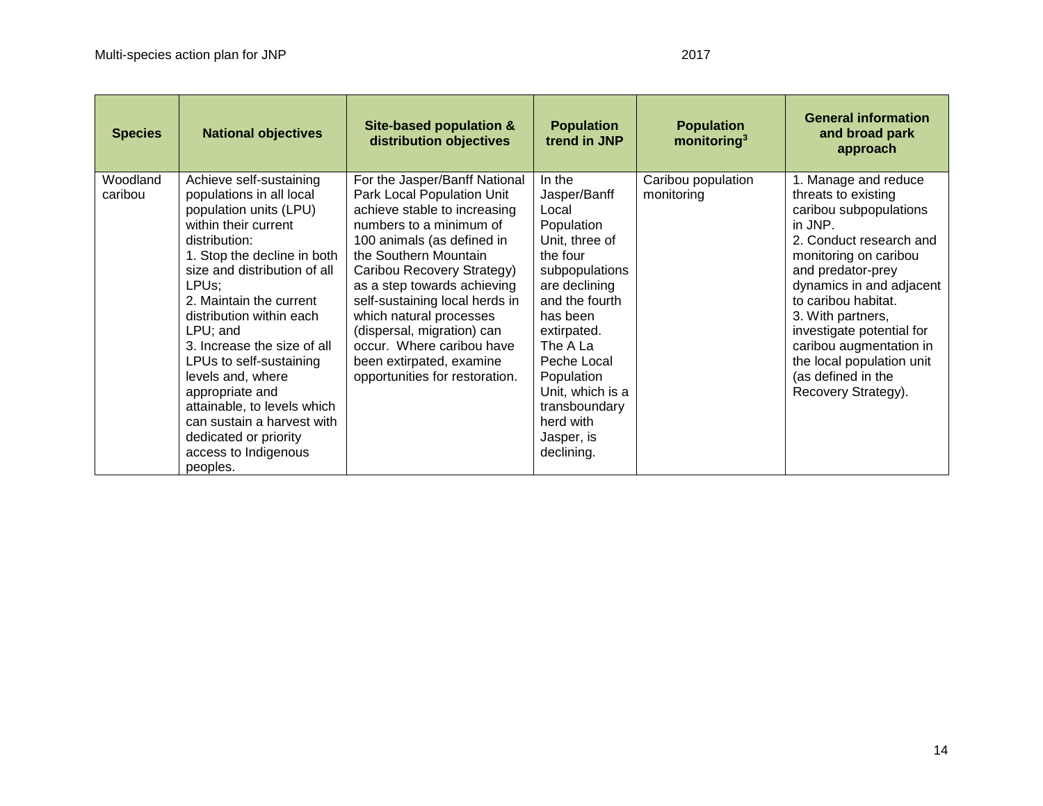| Species | National objectives | Site-based population & distribution objectives | Population trend in JNP | Population monitoring[3] | General information and broad park approach |
|---|---|---|---|---|---|
| Woodland caribou | Achieve self-sustaining populations in all local population units (LPU) within their current distribution:<br>1. Stop the decline in both size and distribution of all LPUs;<br>2. Maintain the current distribution within each LPU; and<br>3. Increase the size of all LPUs to self-sustaining levels and, where appropriate and attainable, to levels which can sustain a harvest with dedicated or priority access to Indigenous peoples. | For the Jasper/Banff National Park Local Population Unit achieve stable to increasing numbers to a minimum of 100 animals (as defined in the Southern Mountain Caribou Recovery Strategy) as a step towards achieving self-sustaining local herds in which natural processes (dispersal, migration) can occur. Where caribou have been extirpated, examine opportunities for restoration. | In the Jasper/Banff Local Population Unit, three of the four subpopulations are declining and the fourth has been extirpated. The A La Peche Local Population Unit, which is a transboundary herd with Jasper, is declining. | Caribou population monitoring | 1. Manage and reduce threats to existing caribou subpopulations in JNP.<br>2. Conduct research and monitoring on caribou and predator-prey dynamics in and adjacent to caribou habitat.<br>3. With partners, investigate potential for caribou augmentation in the local population unit (as defined in the Recovery Strategy). |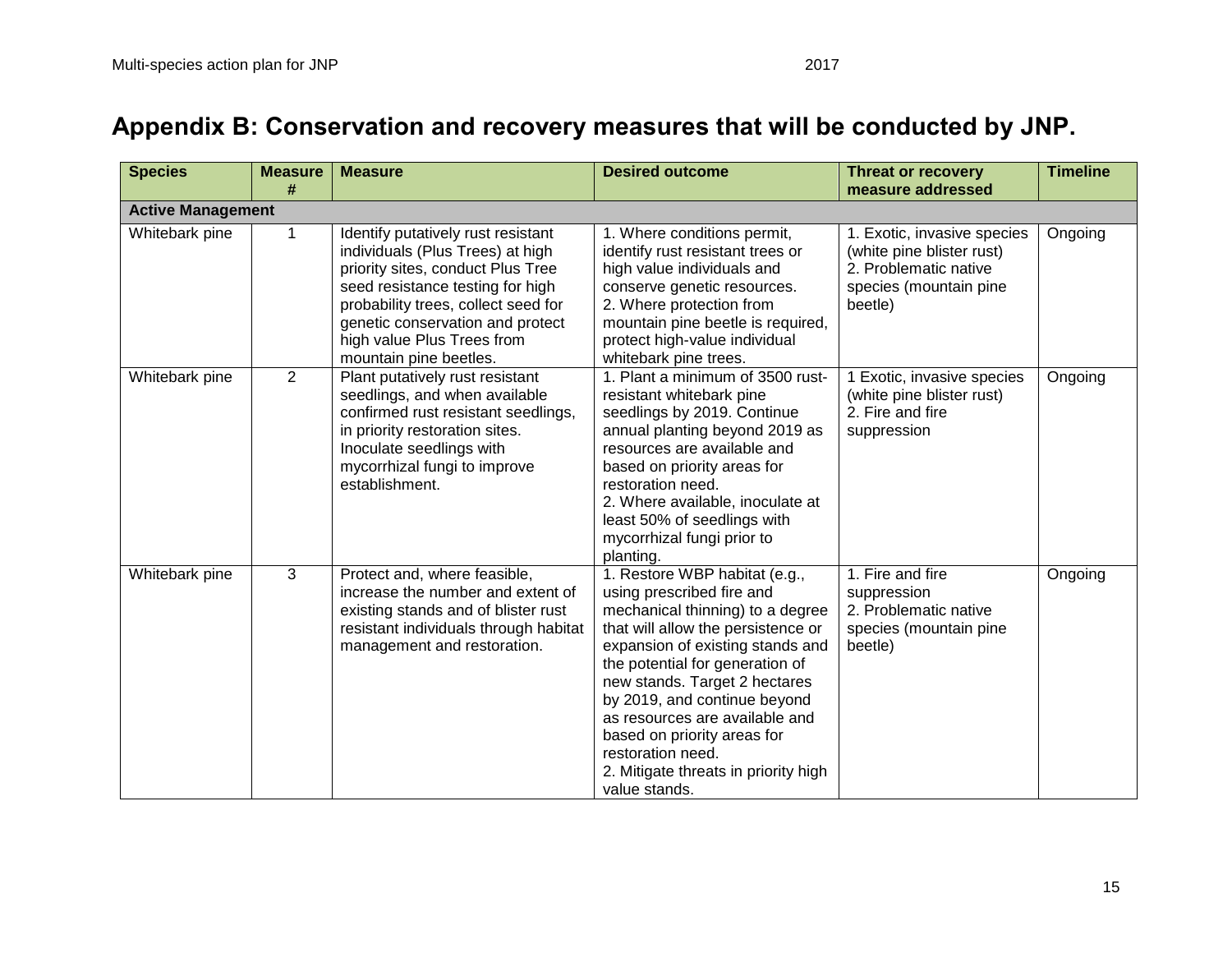# Appendix B: Conservation and recovery measures that will be conducted by JNP.

| Species | Measure # | Measure | Desired outcome | Threat or recovery measure addressed | Timeline |
|---|---|---|---|---|---|
| **Active Management** | | | | | |
| Whitebark pine | 1 | Identify putatively rust resistant individuals (Plus Trees) at high priority sites, conduct Plus Tree seed resistance testing for high probability trees, collect seed for genetic conservation and protect high value Plus Trees from mountain pine beetles. | 1. Where conditions permit, identify rust resistant trees or high value individuals and conserve genetic resources.<br>2. Where protection from mountain pine beetle is required, protect high-value individual whitebark pine trees. | 1. Exotic, invasive species (white pine blister rust)<br>2. Problematic native species (mountain pine beetle) | Ongoing |
| Whitebark pine | 2 | Plant putatively rust resistant seedlings, and when available confirmed rust resistant seedlings, in priority restoration sites. Inoculate seedlings with mycorrhizal fungi to improve establishment. | 1. Plant a minimum of 3500 rust-resistant whitebark pine seedlings by 2019. Continue annual planting beyond 2019 as resources are available and based on priority areas for restoration need.<br>2. Where available, inoculate at least 50% of seedlings with mycorrhizal fungi prior to planting. | 1 Exotic, invasive species (white pine blister rust)<br>2. Fire and fire suppression | Ongoing |
| Whitebark pine | 3 | Protect and, where feasible, increase the number and extent of existing stands and of blister rust resistant individuals through habitat management and restoration. | 1. Restore WBP habitat (e.g., using prescribed fire and mechanical thinning) to a degree that will allow the persistence or expansion of existing stands and the potential for generation of new stands. Target 2 hectares by 2019, and continue beyond as resources are available and based on priority areas for restoration need.<br>2. Mitigate threats in priority high value stands. | 1. Fire and fire suppression<br>2. Problematic native species (mountain pine beetle) | Ongoing |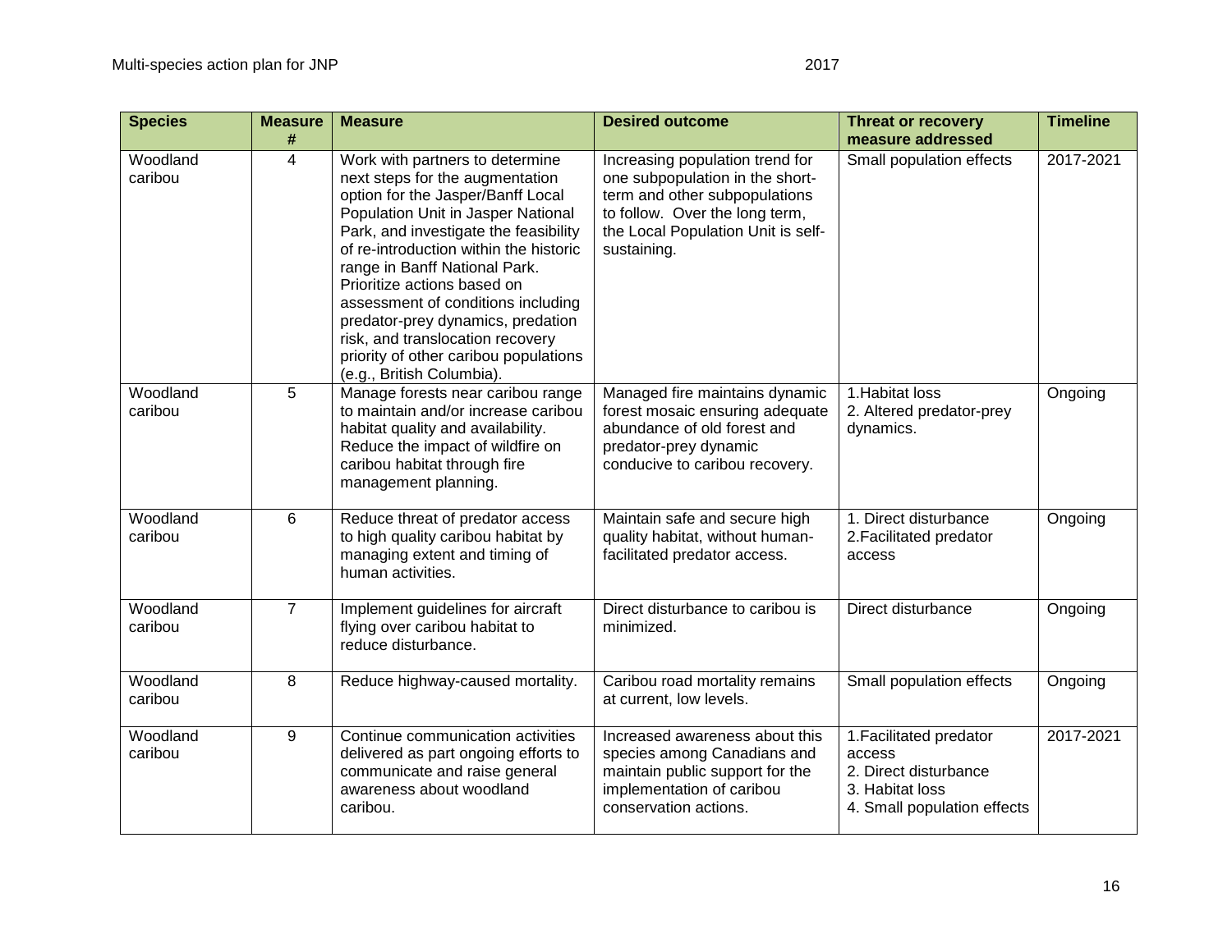| Species | Measure # | Measure | Desired outcome | Threat or recovery measure addressed | Timeline |
|---|---|---|---|---|---|
| Woodland caribou | 4 | Work with partners to determine next steps for the augmentation option for the Jasper/Banff Local Population Unit in Jasper National Park, and investigate the feasibility of re-introduction within the historic range in Banff National Park. Prioritize actions based on assessment of conditions including predator-prey dynamics, predation risk, and translocation recovery priority of other caribou populations (e.g., British Columbia). | Increasing population trend for one subpopulation in the short-term and other subpopulations to follow. Over the long term, the Local Population Unit is self-sustaining. | Small population effects | 2017-2021 |
| Woodland caribou | 5 | Manage forests near caribou range to maintain and/or increase caribou habitat quality and availability. Reduce the impact of wildfire on caribou habitat through fire management planning. | Managed fire maintains dynamic forest mosaic ensuring adequate abundance of old forest and predator-prey dynamic conducive to caribou recovery. | 1.Habitat loss<br>2. Altered predator-prey dynamics. | Ongoing |
| Woodland caribou | 6 | Reduce threat of predator access to high quality caribou habitat by managing extent and timing of human activities. | Maintain safe and secure high quality habitat, without human-facilitated predator access. | 1. Direct disturbance<br>2.Facilitated predator access | Ongoing |
| Woodland caribou | 7 | Implement guidelines for aircraft flying over caribou habitat to reduce disturbance. | Direct disturbance to caribou is minimized. | Direct disturbance | Ongoing |
| Woodland caribou | 8 | Reduce highway-caused mortality. | Caribou road mortality remains at current, low levels. | Small population effects | Ongoing |
| Woodland caribou | 9 | Continue communication activities delivered as part ongoing efforts to communicate and raise general awareness about woodland caribou. | Increased awareness about this species among Canadians and maintain public support for the implementation of caribou conservation actions. | 1.Facilitated predator access<br>2. Direct disturbance<br>3. Habitat loss<br>4. Small population effects | 2017-2021 |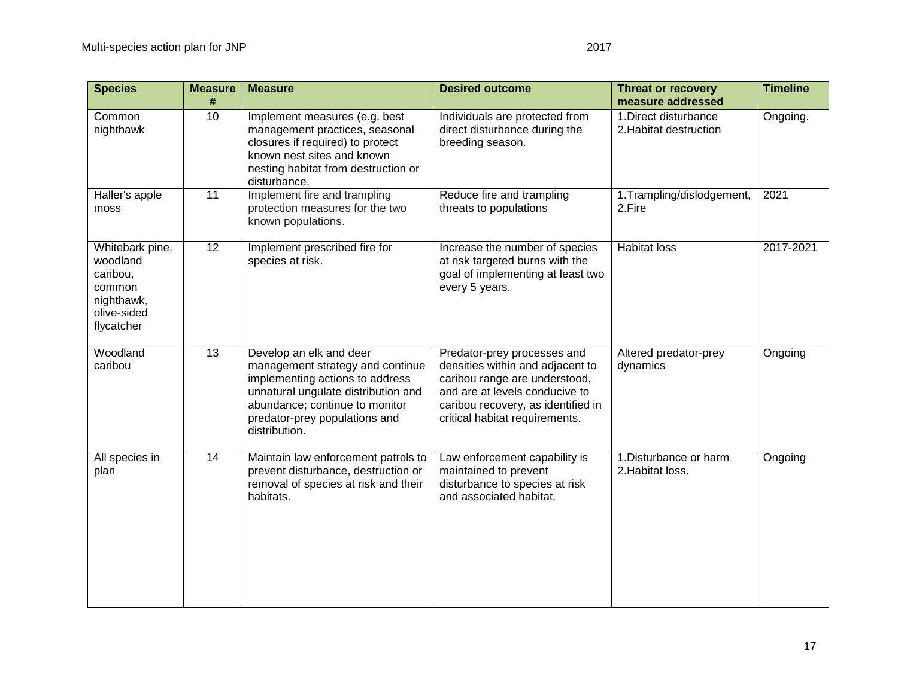| Species | Measure # | Measure | Desired outcome | Threat or recovery measure addressed | Timeline |
|---|---|---|---|---|---|
| Common nighthawk | 10 | Implement measures (e.g. best management practices, seasonal closures if required) to protect known nest sites and known nesting habitat from destruction or disturbance. | Individuals are protected from direct disturbance during the breeding season. | 1.Direct disturbance 2.Habitat destruction | Ongoing. |
| Haller's apple moss | 11 | Implement fire and trampling protection measures for the two known populations. | Reduce fire and trampling threats to populations | 1.Trampling/dislodgement, 2.Fire | 2021 |
| Whitebark pine, woodland caribou, common nighthawk, olive-sided flycatcher | 12 | Implement prescribed fire for species at risk. | Increase the number of species at risk targeted burns with the goal of implementing at least two every 5 years. | Habitat loss | 2017-2021 |
| Woodland caribou | 13 | Develop an elk and deer management strategy and continue implementing actions to address unnatural ungulate distribution and abundance; continue to monitor predator-prey populations and distribution. | Predator-prey processes and densities within and adjacent to caribou range are understood, and are at levels conducive to caribou recovery, as identified in critical habitat requirements. | Altered predator-prey dynamics | Ongoing |
| All species in plan | 14 | Maintain law enforcement patrols to prevent disturbance, destruction or removal of species at risk and their habitats. | Law enforcement capability is maintained to prevent disturbance to species at risk and associated habitat. | 1.Disturbance or harm 2.Habitat loss. | Ongoing |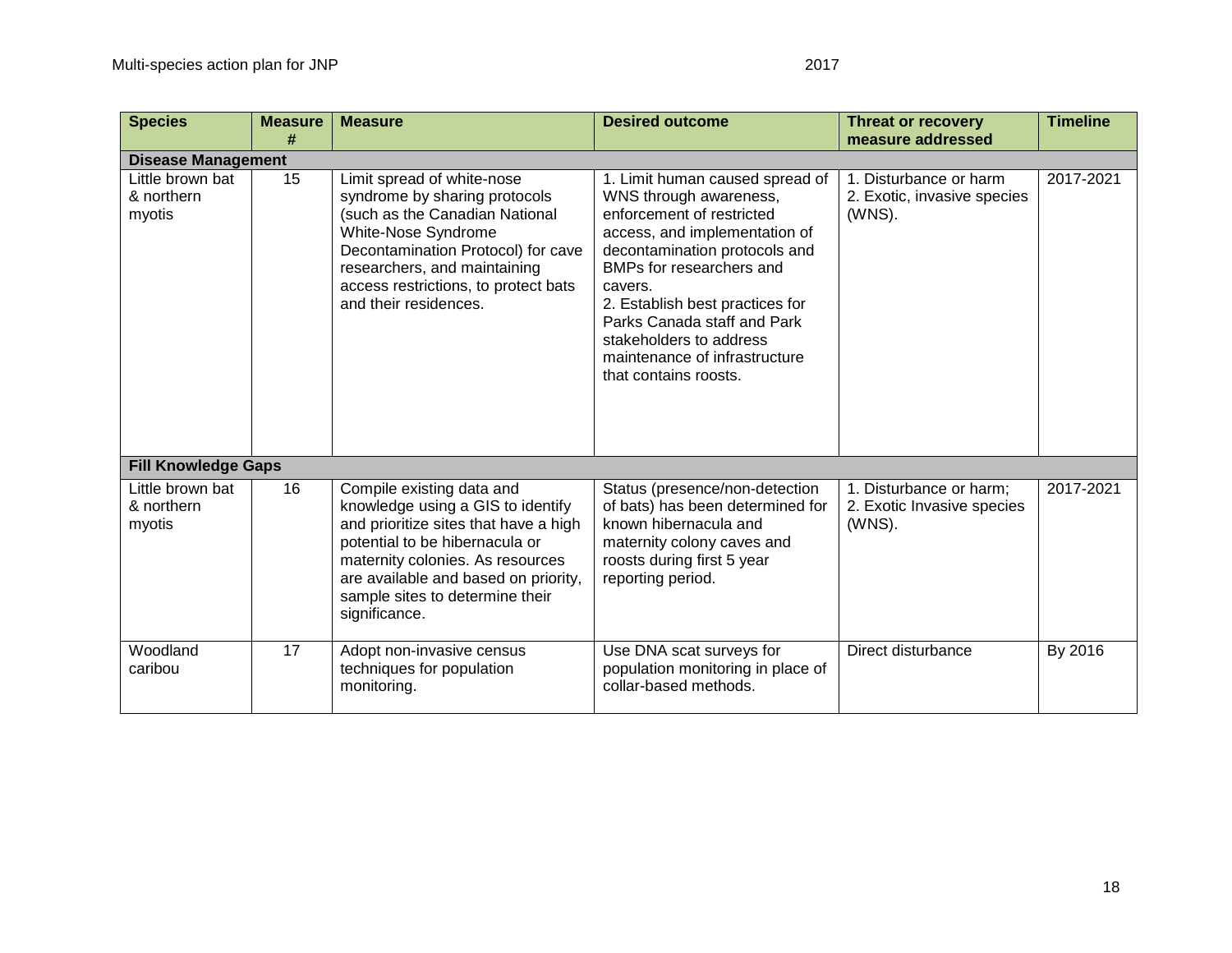| Species | Measure # | Measure | Desired outcome | Threat or recovery measure addressed | Timeline |
|---|---|---|---|---|---|
| **Disease Management** | | | | | |
| Little brown bat & northern myotis | 15 | Limit spread of white-nose syndrome by sharing protocols (such as the Canadian National White-Nose Syndrome Decontamination Protocol) for cave researchers, and maintaining access restrictions, to protect bats and their residences. | 1. Limit human caused spread of WNS through awareness, enforcement of restricted access, and implementation of decontamination protocols and BMPs for researchers and cavers.<br>2. Establish best practices for Parks Canada staff and Park stakeholders to address maintenance of infrastructure that contains roosts. | 1. Disturbance or harm<br>2. Exotic, invasive species (WNS). | 2017-2021 |
| **Fill Knowledge Gaps** | | | | | |
| Little brown bat & northern myotis | 16 | Compile existing data and knowledge using a GIS to identify and prioritize sites that have a high potential to be hibernacula or maternity colonies. As resources are available and based on priority, sample sites to determine their significance. | Status (presence/non-detection of bats) has been determined for known hibernacula and maternity colony caves and roosts during first 5 year reporting period. | 1. Disturbance or harm;<br>2. Exotic Invasive species (WNS). | 2017-2021 |
| Woodland caribou | 17 | Adopt non-invasive census techniques for population monitoring. | Use DNA scat surveys for population monitoring in place of collar-based methods. | Direct disturbance | By 2016 |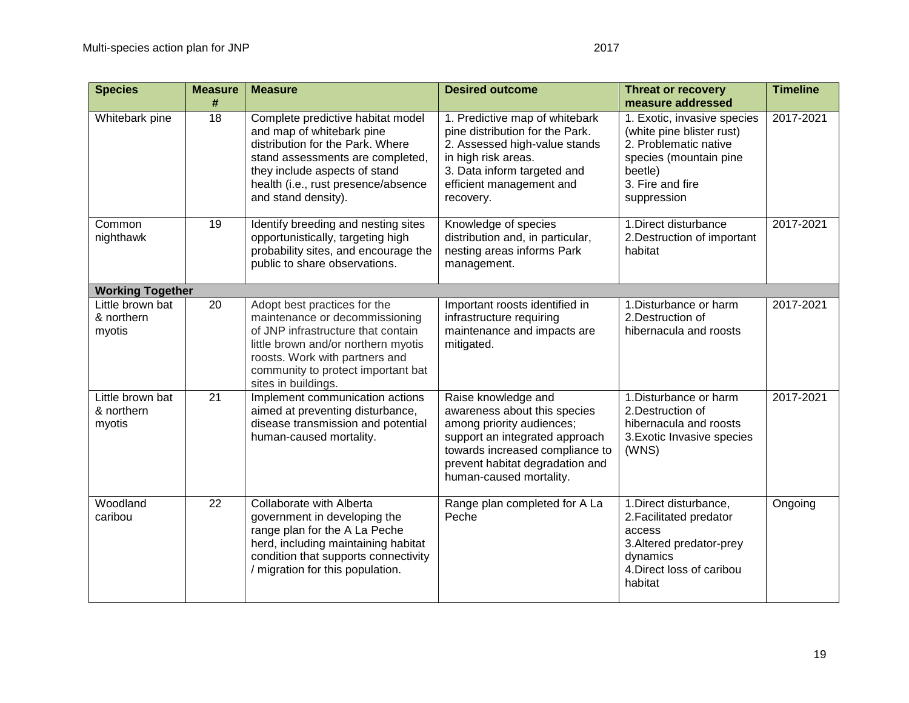| Species | Measure # | Measure | Desired outcome | Threat or recovery measure addressed | Timeline |
|---|---|---|---|---|---|
| Whitebark pine | 18 | Complete predictive habitat model and map of whitebark pine distribution for the Park. Where stand assessments are completed, they include aspects of stand health (i.e., rust presence/absence and stand density). | 1. Predictive map of whitebark pine distribution for the Park. 2. Assessed high-value stands in high risk areas. 3. Data inform targeted and efficient management and recovery. | 1. Exotic, invasive species (white pine blister rust) 2. Problematic native species (mountain pine beetle) 3. Fire and fire suppression | 2017-2021 |
| Common nighthawk | 19 | Identify breeding and nesting sites opportunistically, targeting high probability sites, and encourage the public to share observations. | Knowledge of species distribution and, in particular, nesting areas informs Park management. | 1.Direct disturbance 2.Destruction of important habitat | 2017-2021 |
| **Working Together** | | | | | |
| Little brown bat & northern myotis | 20 | Adopt best practices for the maintenance or decommissioning of JNP infrastructure that contain little brown and/or northern myotis roosts. Work with partners and community to protect important bat sites in buildings. | Important roosts identified in infrastructure requiring maintenance and impacts are mitigated. | 1.Disturbance or harm 2.Destruction of hibernacula and roosts | 2017-2021 |
| Little brown bat & northern myotis | 21 | Implement communication actions aimed at preventing disturbance, disease transmission and potential human-caused mortality. | Raise knowledge and awareness about this species among priority audiences; support an integrated approach towards increased compliance to prevent habitat degradation and human-caused mortality. | 1.Disturbance or harm 2.Destruction of hibernacula and roosts 3.Exotic Invasive species (WNS) | 2017-2021 |
| Woodland caribou | 22 | Collaborate with Alberta government in developing the range plan for the A La Peche herd, including maintaining habitat condition that supports connectivity / migration for this population. | Range plan completed for A La Peche | 1.Direct disturbance, 2.Facilitated predator access 3.Altered predator-prey dynamics 4.Direct loss of caribou habitat | Ongoing |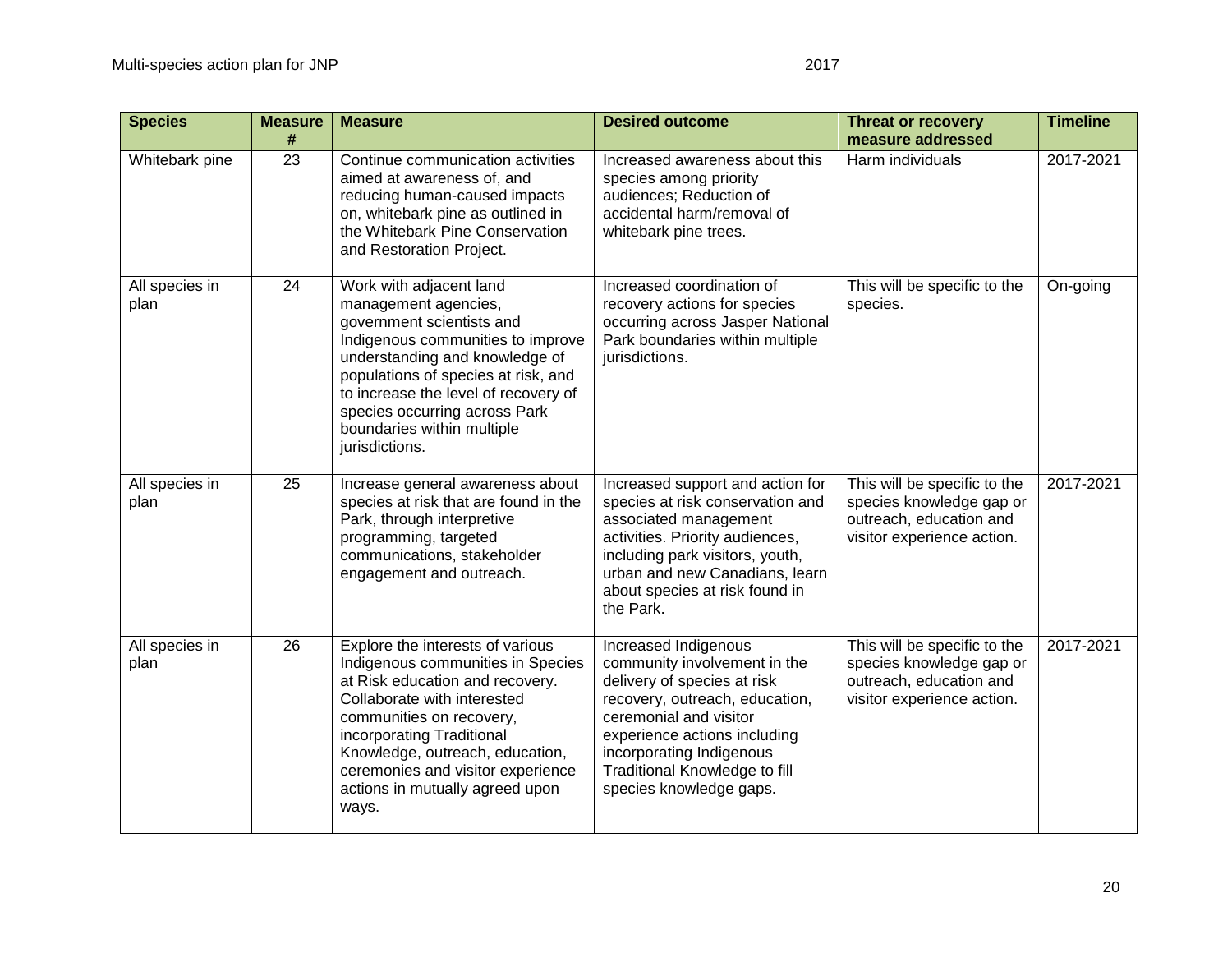| Species | Measure # | Measure | Desired outcome | Threat or recovery measure addressed | Timeline |
|---|---|---|---|---|---|
| Whitebark pine | 23 | Continue communication activities aimed at awareness of, and reducing human-caused impacts on, whitebark pine as outlined in the Whitebark Pine Conservation and Restoration Project. | Increased awareness about this species among priority audiences; Reduction of accidental harm/removal of whitebark pine trees. | Harm individuals | 2017-2021 |
| All species in plan | 24 | Work with adjacent land management agencies, government scientists and Indigenous communities to improve understanding and knowledge of populations of species at risk, and to increase the level of recovery of species occurring across Park boundaries within multiple jurisdictions. | Increased coordination of recovery actions for species occurring across Jasper National Park boundaries within multiple jurisdictions. | This will be specific to the species. | On-going |
| All species in plan | 25 | Increase general awareness about species at risk that are found in the Park, through interpretive programming, targeted communications, stakeholder engagement and outreach. | Increased support and action for species at risk conservation and associated management activities. Priority audiences, including park visitors, youth, urban and new Canadians, learn about species at risk found in the Park. | This will be specific to the species knowledge gap or outreach, education and visitor experience action. | 2017-2021 |
| All species in plan | 26 | Explore the interests of various Indigenous communities in Species at Risk education and recovery. Collaborate with interested communities on recovery, incorporating Traditional Knowledge, outreach, education, ceremonies and visitor experience actions in mutually agreed upon ways. | Increased Indigenous community involvement in the delivery of species at risk recovery, outreach, education, ceremonial and visitor experience actions including incorporating Indigenous Traditional Knowledge to fill species knowledge gaps. | This will be specific to the species knowledge gap or outreach, education and visitor experience action. | 2017-2021 |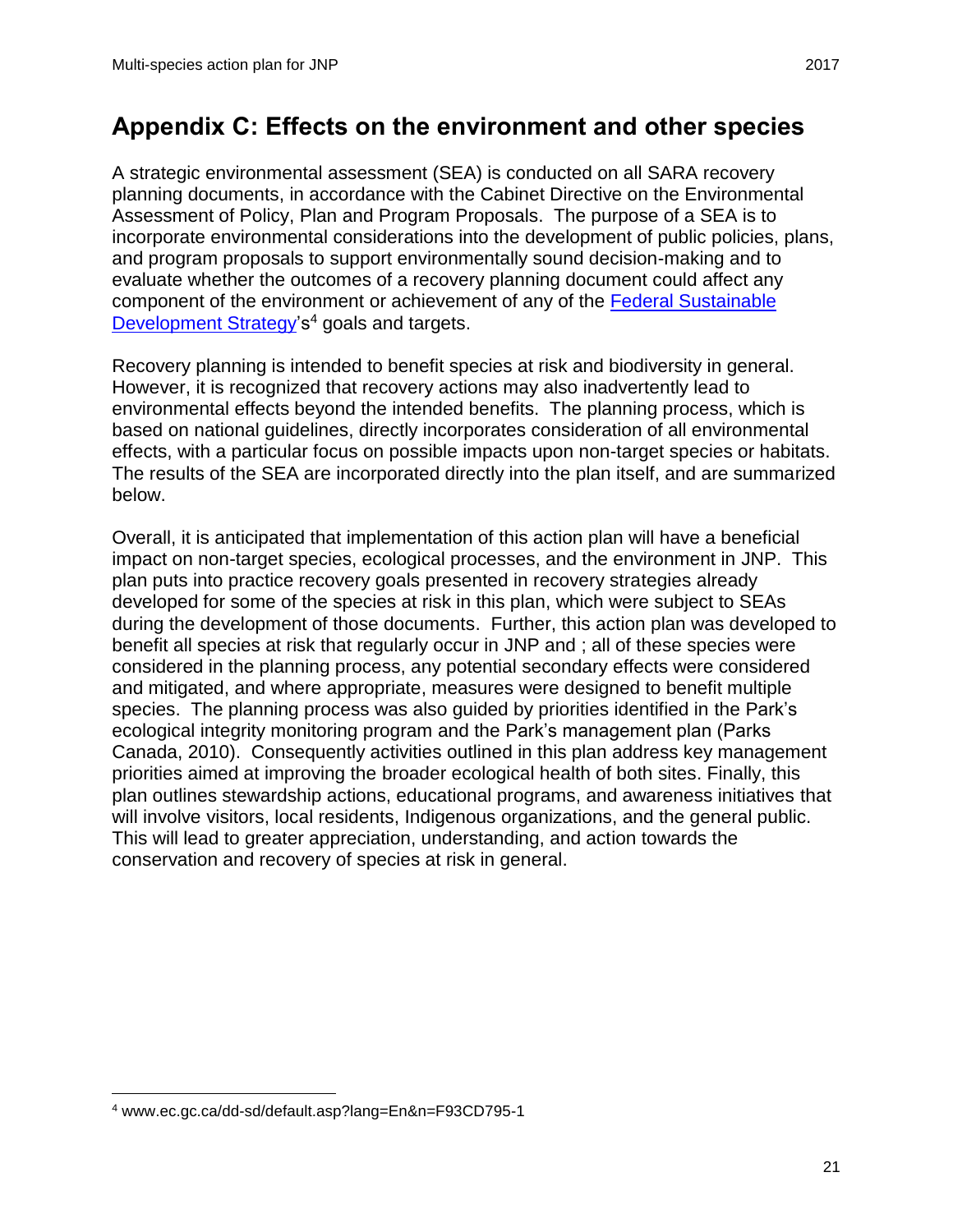## Appendix C: Effects on the environment and other species

A strategic environmental assessment (SEA) is conducted on all SARA recovery planning documents, in accordance with the Cabinet Directive on the Environmental Assessment of Policy, Plan and Program Proposals. The purpose of a SEA is to incorporate environmental considerations into the development of public policies, plans, and program proposals to support environmentally sound decision-making and to evaluate whether the outcomes of a recovery planning document could affect any component of the environment or achievement of any of the Federal Sustainable Development Strategy's[4] goals and targets.

Recovery planning is intended to benefit species at risk and biodiversity in general. However, it is recognized that recovery actions may also inadvertently lead to environmental effects beyond the intended benefits. The planning process, which is based on national guidelines, directly incorporates consideration of all environmental effects, with a particular focus on possible impacts upon non-target species or habitats. The results of the SEA are incorporated directly into the plan itself, and are summarized below.

Overall, it is anticipated that implementation of this action plan will have a beneficial impact on non-target species, ecological processes, and the environment in JNP. This plan puts into practice recovery goals presented in recovery strategies already developed for some of the species at risk in this plan, which were subject to SEAs during the development of those documents. Further, this action plan was developed to benefit all species at risk that regularly occur in JNP and ; all of these species were considered in the planning process, any potential secondary effects were considered and mitigated, and where appropriate, measures were designed to benefit multiple species. The planning process was also guided by priorities identified in the Park's ecological integrity monitoring program and the Park's management plan (Parks Canada, 2010). Consequently activities outlined in this plan address key management priorities aimed at improving the broader ecological health of both sites. Finally, this plan outlines stewardship actions, educational programs, and awareness initiatives that will involve visitors, local residents, Indigenous organizations, and the general public. This will lead to greater appreciation, understanding, and action towards the conservation and recovery of species at risk in general.

[4] www.ec.gc.ca/dd-sd/default.asp?lang=En&n=F93CD795-1